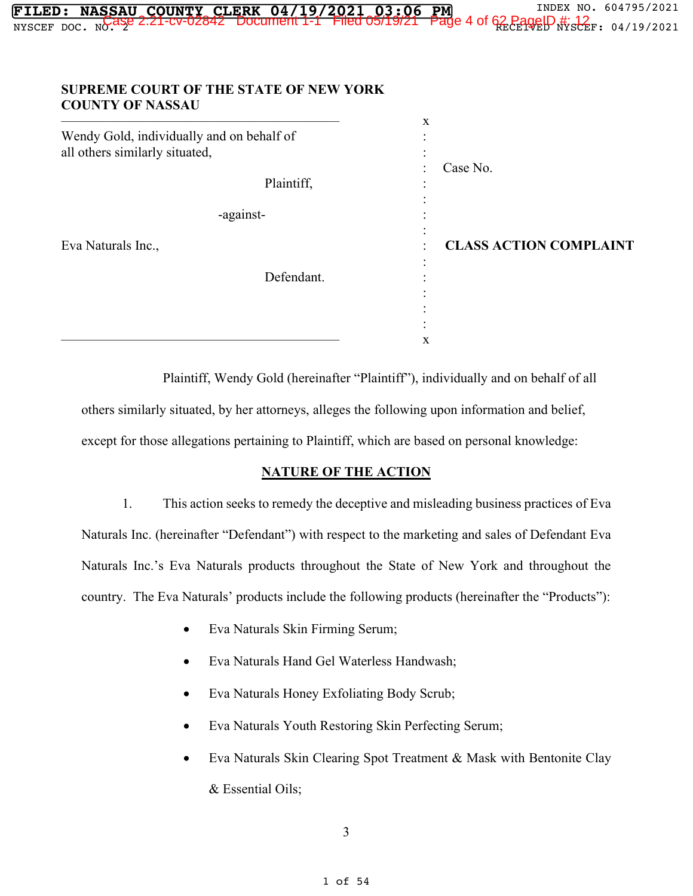**SUPREME COURT OF THE STATE OF NEW YORK**
**COUNTY OF NASSAU**

| | | |
|---|---|---|
| Wendy Gold, individually and on behalf of all others similarly situated, | | Case No. |
| Plaintiff, | | |
| -against- | | |
| Eva Naturals Inc., | | **CLASS ACTION COMPLAINT** |
| Defendant. | | |

Plaintiff, Wendy Gold (hereinafter "Plaintiff"), individually and on behalf of all others similarly situated, by her attorneys, alleges the following upon information and belief, except for those allegations pertaining to Plaintiff, which are based on personal knowledge:

## NATURE OF THE ACTION

1. This action seeks to remedy the deceptive and misleading business practices of Eva Naturals Inc. (hereinafter "Defendant") with respect to the marketing and sales of Defendant Eva Naturals Inc.'s Eva Naturals products throughout the State of New York and throughout the country. The Eva Naturals' products include the following products (hereinafter the "Products"):

- Eva Naturals Skin Firming Serum;
- Eva Naturals Hand Gel Waterless Handwash;
- Eva Naturals Honey Exfoliating Body Scrub;
- Eva Naturals Youth Restoring Skin Perfecting Serum;
- Eva Naturals Skin Clearing Spot Treatment & Mask with Bentonite Clay & Essential Oils;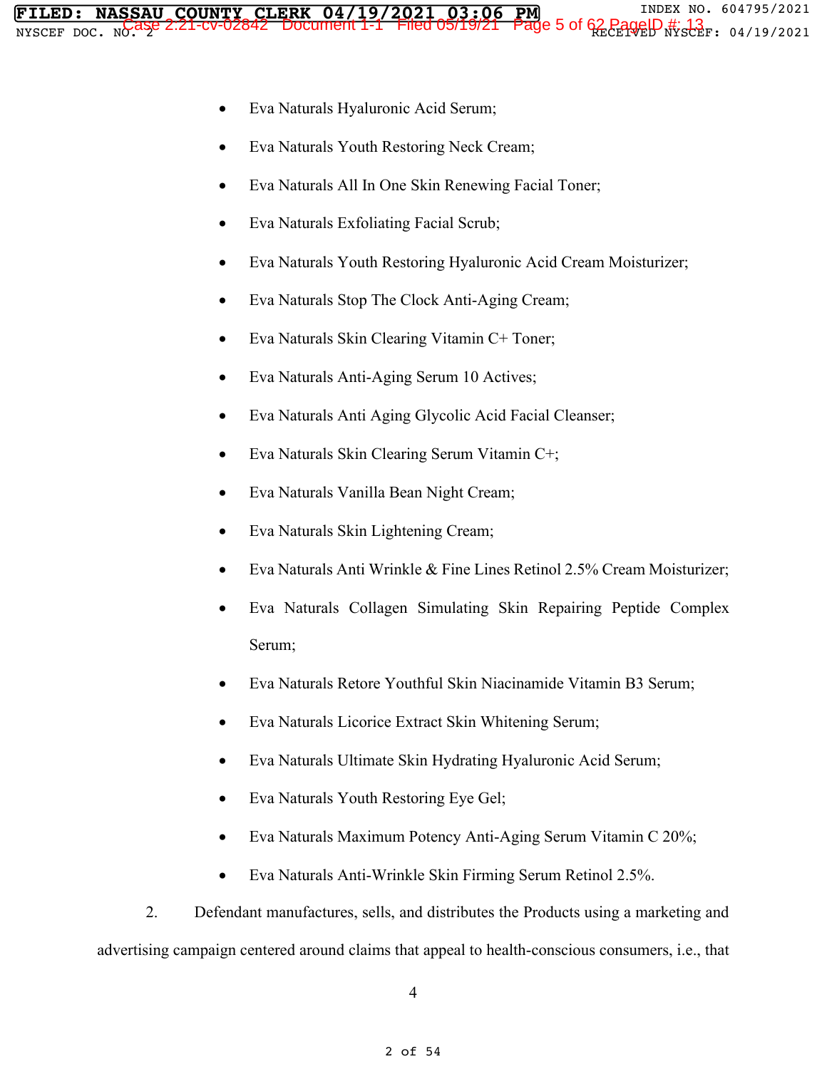- Eva Naturals Hyaluronic Acid Serum;
- Eva Naturals Youth Restoring Neck Cream;
- Eva Naturals All In One Skin Renewing Facial Toner;
- Eva Naturals Exfoliating Facial Scrub;
- Eva Naturals Youth Restoring Hyaluronic Acid Cream Moisturizer;
- Eva Naturals Stop The Clock Anti-Aging Cream;
- Eva Naturals Skin Clearing Vitamin C+ Toner;
- Eva Naturals Anti-Aging Serum 10 Actives;
- Eva Naturals Anti Aging Glycolic Acid Facial Cleanser;
- Eva Naturals Skin Clearing Serum Vitamin C+;
- Eva Naturals Vanilla Bean Night Cream;
- Eva Naturals Skin Lightening Cream;
- Eva Naturals Anti Wrinkle & Fine Lines Retinol 2.5% Cream Moisturizer;
- Eva Naturals Collagen Simulating Skin Repairing Peptide Complex Serum;
- Eva Naturals Retore Youthful Skin Niacinamide Vitamin B3 Serum;
- Eva Naturals Licorice Extract Skin Whitening Serum;
- Eva Naturals Ultimate Skin Hydrating Hyaluronic Acid Serum;
- Eva Naturals Youth Restoring Eye Gel;
- Eva Naturals Maximum Potency Anti-Aging Serum Vitamin C 20%;
- Eva Naturals Anti-Wrinkle Skin Firming Serum Retinol 2.5%.

2. Defendant manufactures, sells, and distributes the Products using a marketing and advertising campaign centered around claims that appeal to health-conscious consumers, i.e., that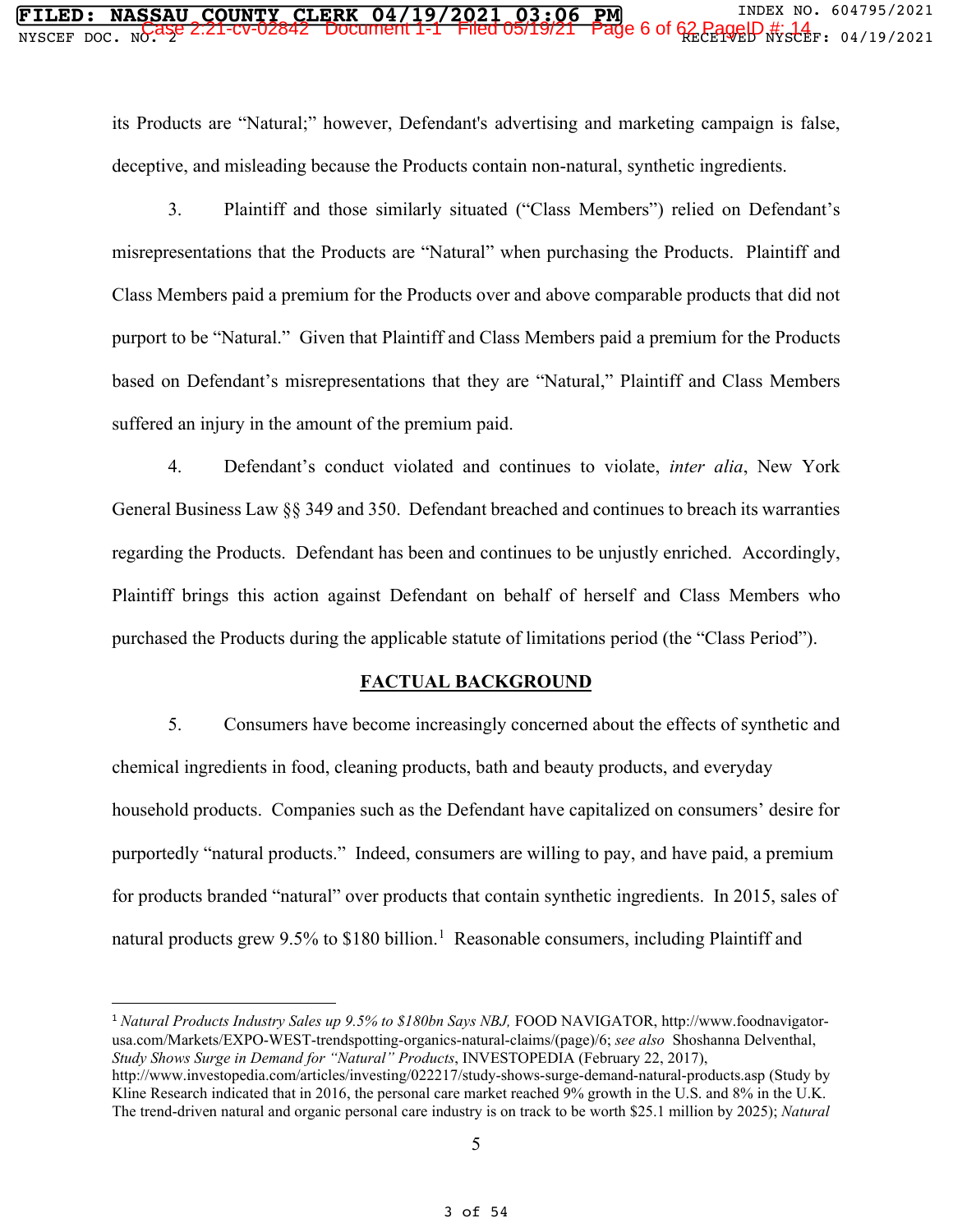its Products are "Natural;" however, Defendant's advertising and marketing campaign is false, deceptive, and misleading because the Products contain non-natural, synthetic ingredients.

3. Plaintiff and those similarly situated ("Class Members") relied on Defendant's misrepresentations that the Products are "Natural" when purchasing the Products. Plaintiff and Class Members paid a premium for the Products over and above comparable products that did not purport to be "Natural." Given that Plaintiff and Class Members paid a premium for the Products based on Defendant's misrepresentations that they are "Natural," Plaintiff and Class Members suffered an injury in the amount of the premium paid.

4. Defendant's conduct violated and continues to violate, *inter alia*, New York General Business Law §§ 349 and 350. Defendant breached and continues to breach its warranties regarding the Products. Defendant has been and continues to be unjustly enriched. Accordingly, Plaintiff brings this action against Defendant on behalf of herself and Class Members who purchased the Products during the applicable statute of limitations period (the "Class Period").

## FACTUAL BACKGROUND

5. Consumers have become increasingly concerned about the effects of synthetic and chemical ingredients in food, cleaning products, bath and beauty products, and everyday household products. Companies such as the Defendant have capitalized on consumers' desire for purportedly "natural products." Indeed, consumers are willing to pay, and have paid, a premium for products branded "natural" over products that contain synthetic ingredients. In 2015, sales of natural products grew 9.5% to $180 billion.[1] Reasonable consumers, including Plaintiff and

---

[1] *Natural Products Industry Sales up 9.5% to $180bn Says NBJ,* FOOD NAVIGATOR, http://www.foodnavigator-usa.com/Markets/EXPO-WEST-trendspotting-organics-natural-claims/(page)/6; *see also* Shoshanna Delventhal, *Study Shows Surge in Demand for "Natural" Products*, INVESTOPEDIA (February 22, 2017), http://www.investopedia.com/articles/investing/022217/study-shows-surge-demand-natural-products.asp (Study by Kline Research indicated that in 2016, the personal care market reached 9% growth in the U.S. and 8% in the U.K. The trend-driven natural and organic personal care industry is on track to be worth $25.1 million by 2025); *Natural*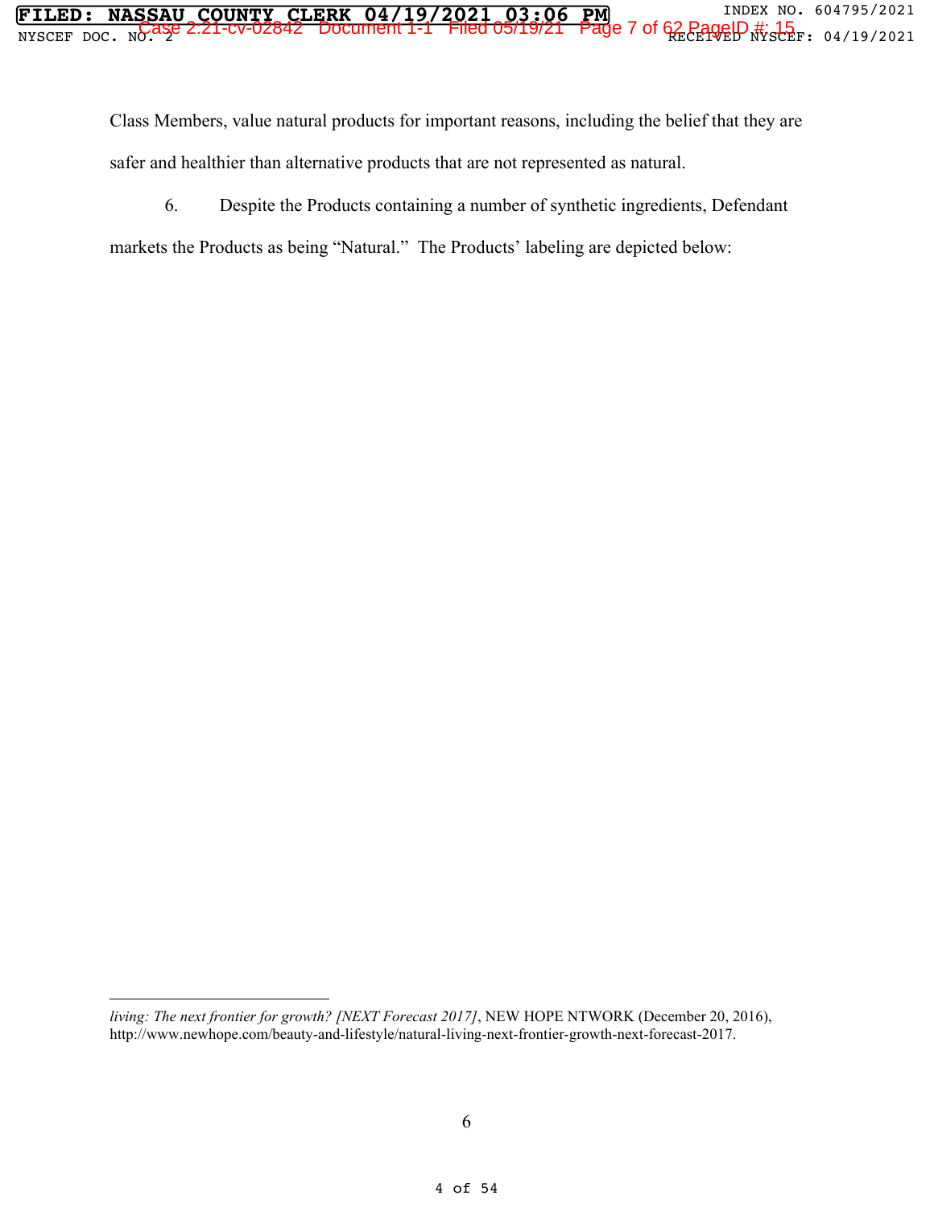Class Members, value natural products for important reasons, including the belief that they are safer and healthier than alternative products that are not represented as natural.

6. Despite the Products containing a number of synthetic ingredients, Defendant markets the Products as being "Natural." The Products' labeling are depicted below:

---

*living: The next frontier for growth? [NEXT Forecast 2017]*, NEW HOPE NTWORK (December 20, 2016), http://www.newhope.com/beauty-and-lifestyle/natural-living-next-frontier-growth-next-forecast-2017.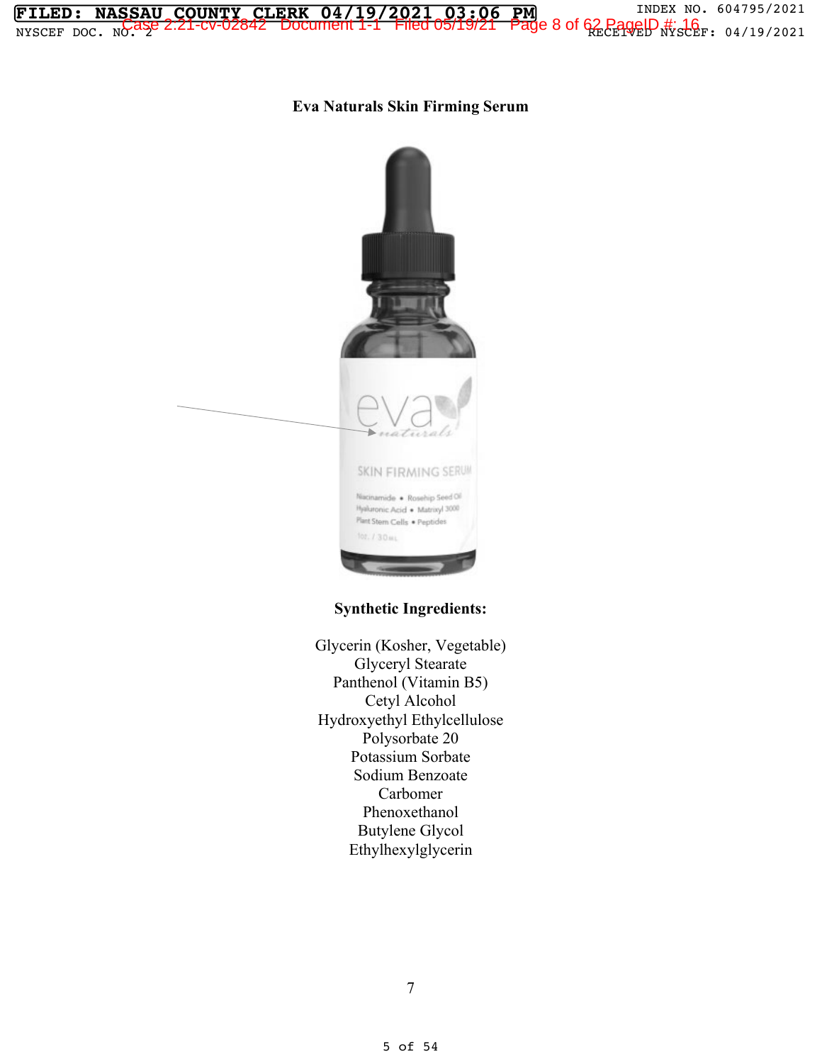**Eva Naturals Skin Firming Serum**

**Synthetic Ingredients:**

Glycerin (Kosher, Vegetable)
Glyceryl Stearate
Panthenol (Vitamin B5)
Cetyl Alcohol
Hydroxyethyl Ethylcellulose
Polysorbate 20
Potassium Sorbate
Sodium Benzoate
Carbomer
Phenoxethanol
Butylene Glycol
Ethylhexylglycerin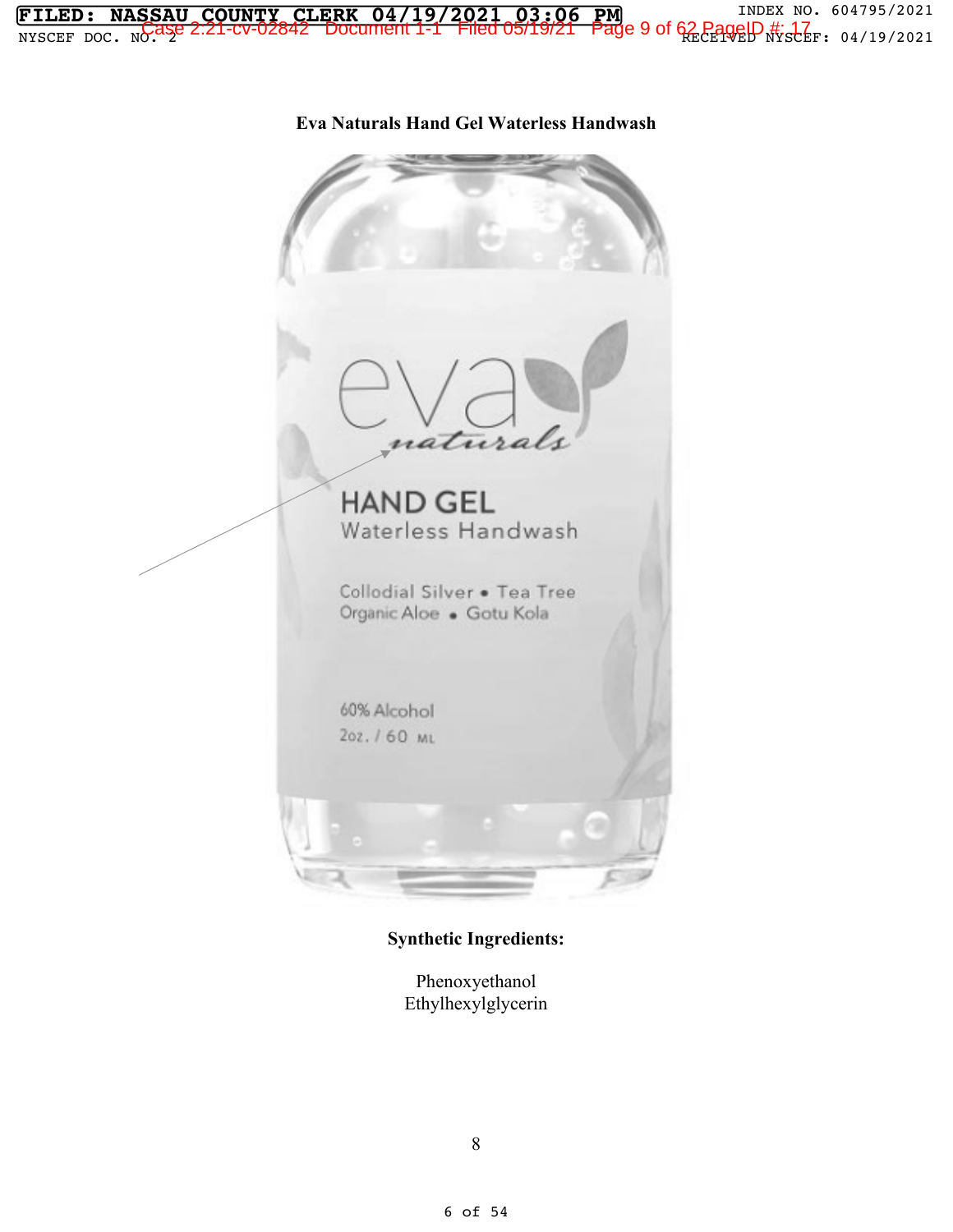**Eva Naturals Hand Gel Waterless Handwash**

eva naturals

HAND GEL
Waterless Handwash

Collodial Silver • Tea Tree
Organic Aloe • Gotu Kola

60% Alcohol
2oz. / 60 ML

**Synthetic Ingredients:**

Phenoxyethanol
Ethylhexylglycerin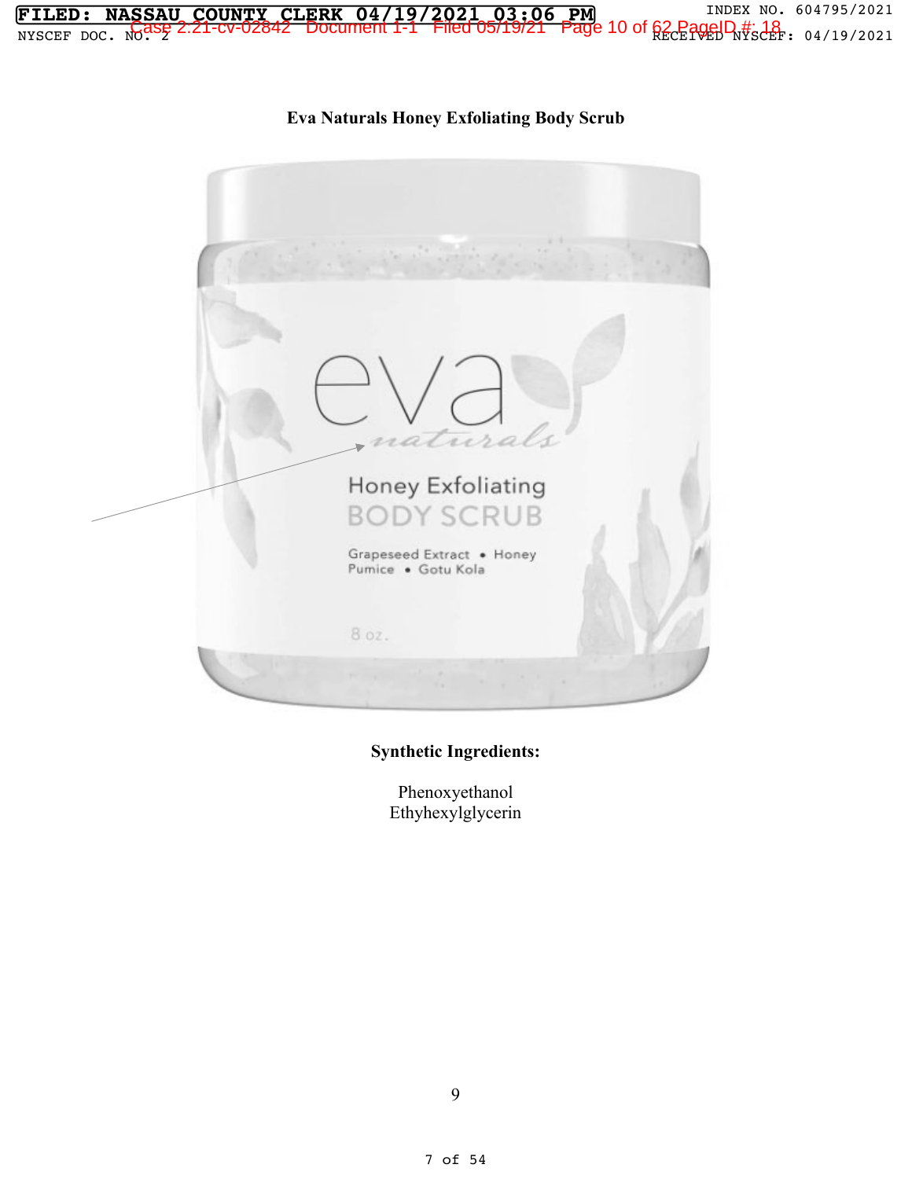**Eva Naturals Honey Exfoliating Body Scrub**

**Synthetic Ingredients:**

Phenoxyethanol
Ethyhexylglycerin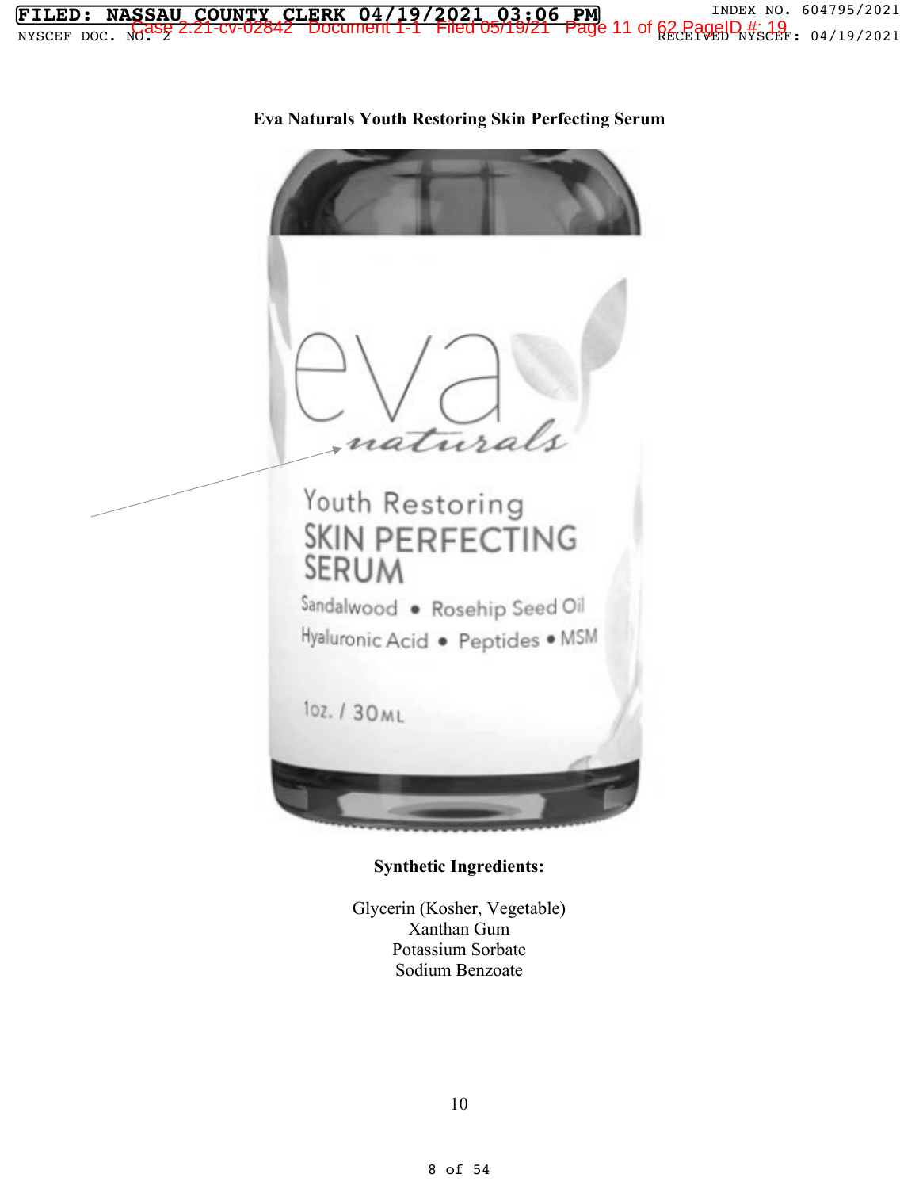**Eva Naturals Youth Restoring Skin Perfecting Serum**

**Synthetic Ingredients:**

Glycerin (Kosher, Vegetable)
Xanthan Gum
Potassium Sorbate
Sodium Benzoate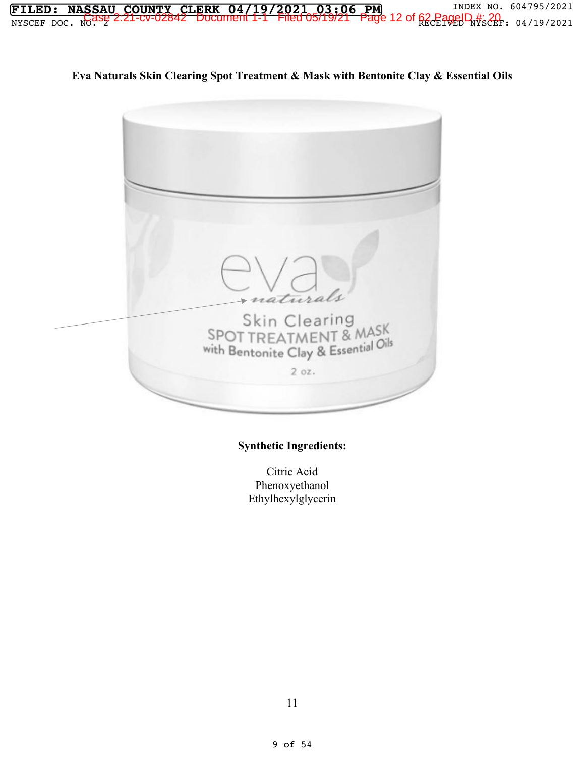**Eva Naturals Skin Clearing Spot Treatment & Mask with Bentonite Clay & Essential Oils**

**Synthetic Ingredients:**

Citric Acid
Phenoxyethanol
Ethylhexylglycerin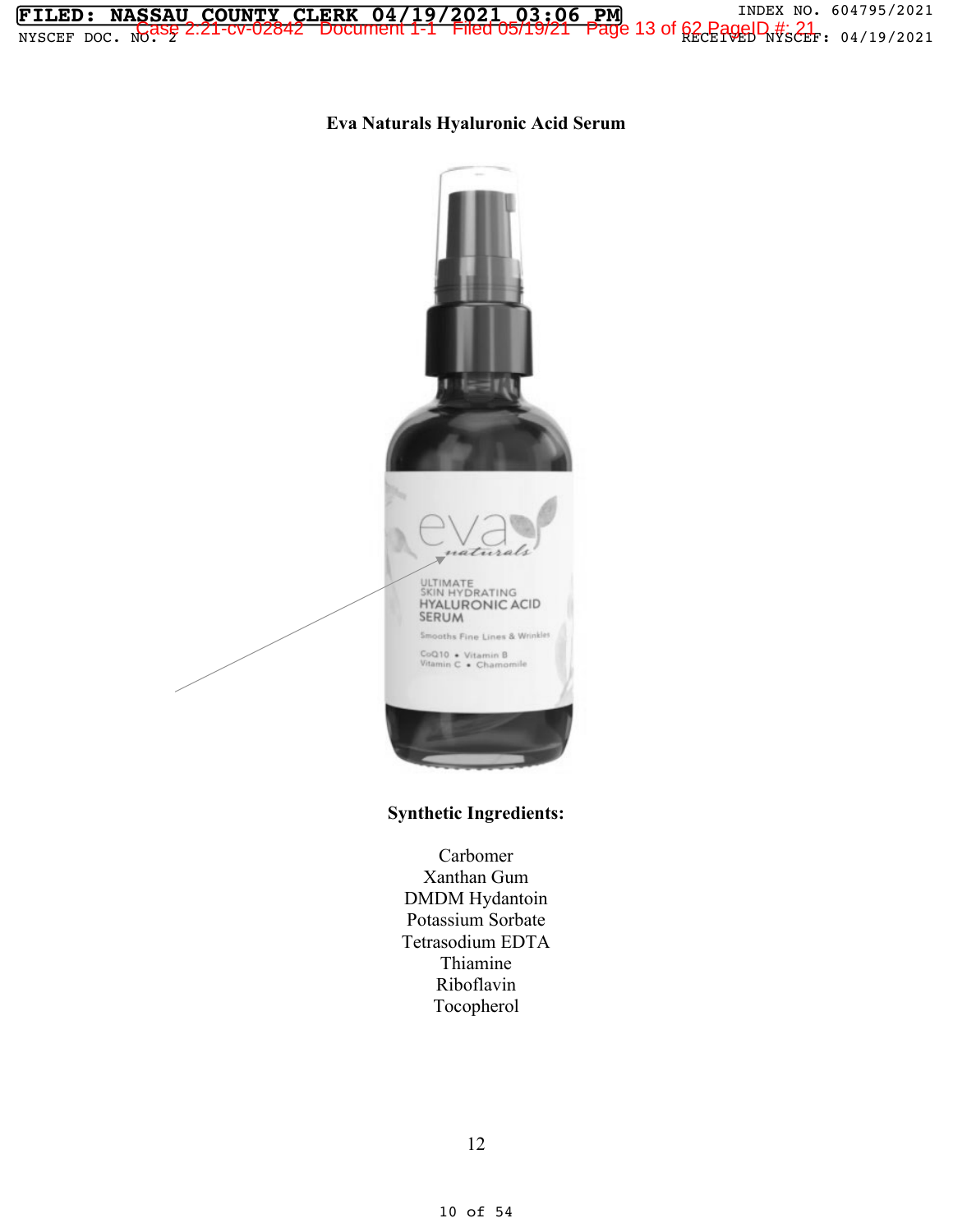**Eva Naturals Hyaluronic Acid Serum**

**Synthetic Ingredients:**

Carbomer
Xanthan Gum
DMDM Hydantoin
Potassium Sorbate
Tetrasodium EDTA
Thiamine
Riboflavin
Tocopherol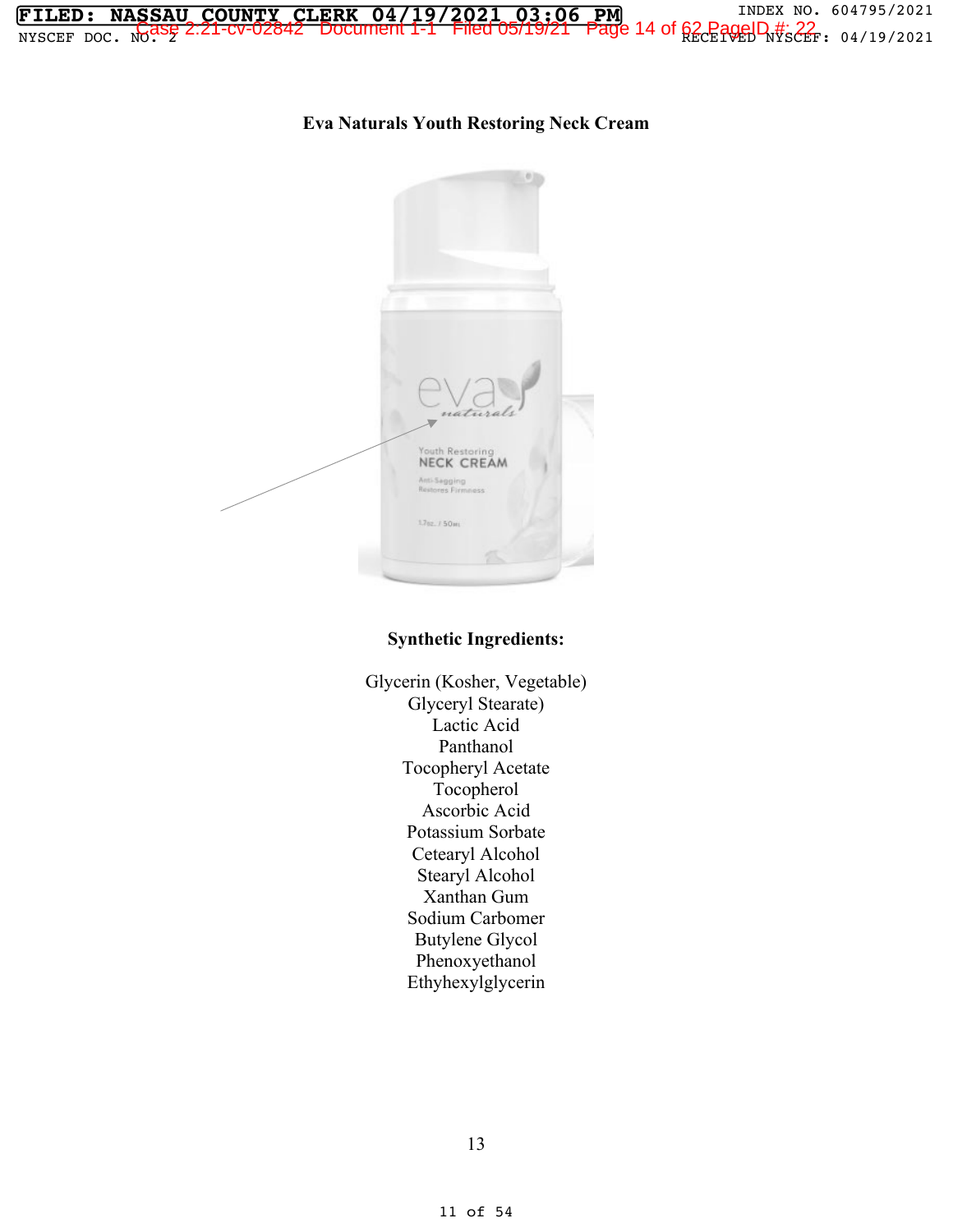**Eva Naturals Youth Restoring Neck Cream**

**Synthetic Ingredients:**

Glycerin (Kosher, Vegetable)
Glyceryl Stearate)
Lactic Acid
Panthanol
Tocopheryl Acetate
Tocopherol
Ascorbic Acid
Potassium Sorbate
Cetearyl Alcohol
Stearyl Alcohol
Xanthan Gum
Sodium Carbomer
Butylene Glycol
Phenoxyethanol
Ethyhexylglycerin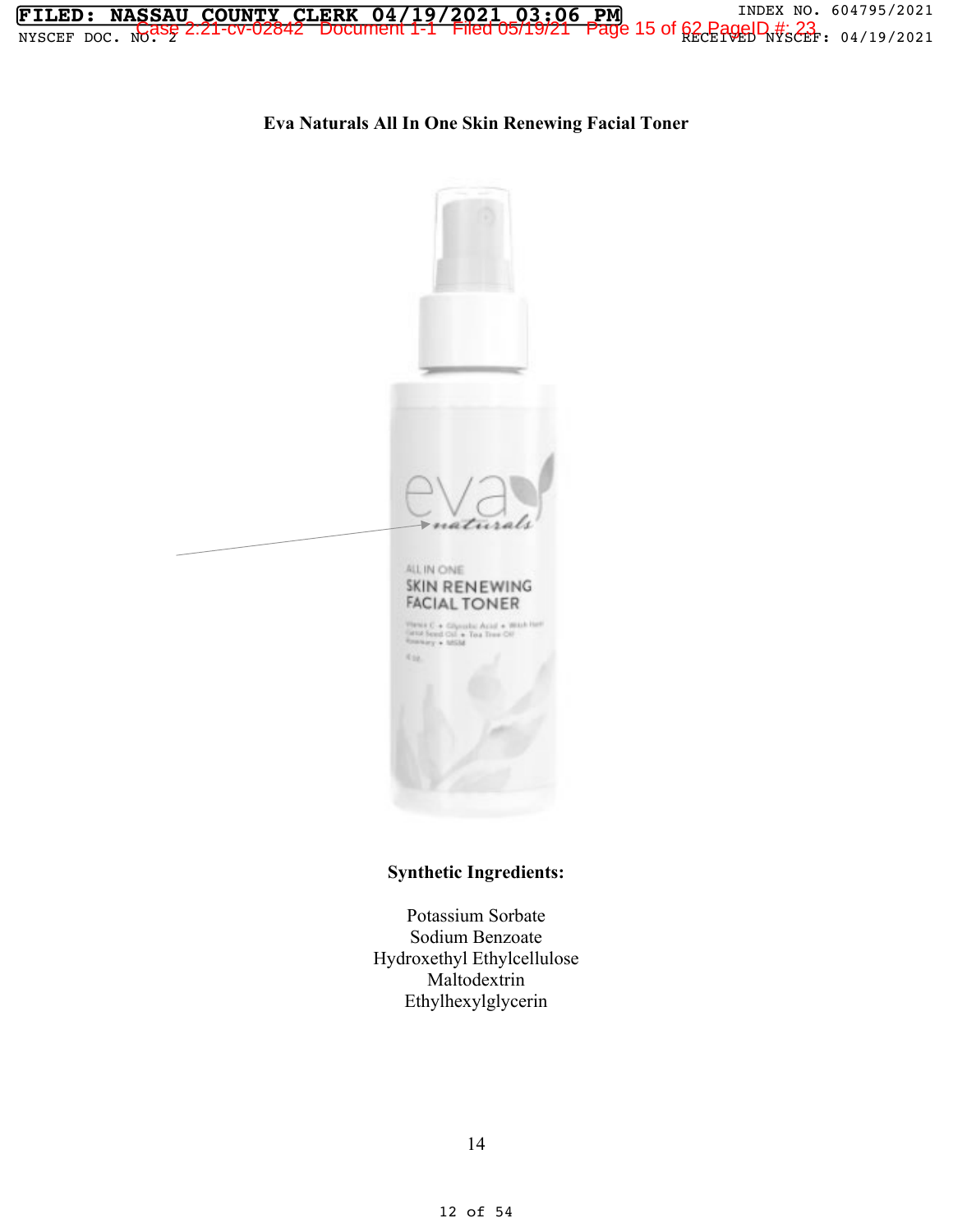**Eva Naturals All In One Skin Renewing Facial Toner**

**Synthetic Ingredients:**

Potassium Sorbate
Sodium Benzoate
Hydroxethyl Ethylcellulose
Maltodextrin
Ethylhexylglycerin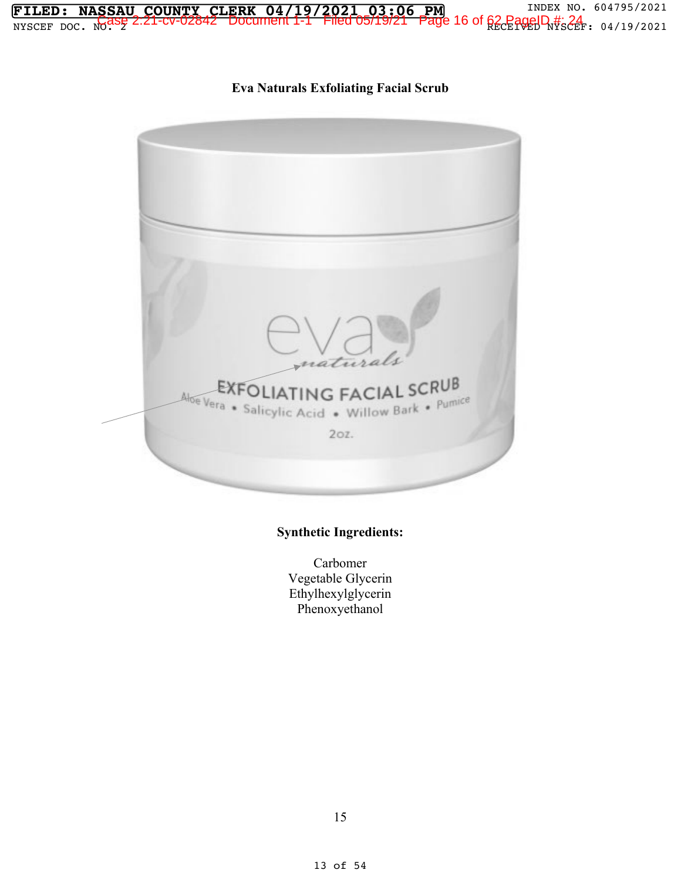**Eva Naturals Exfoliating Facial Scrub**

**Synthetic Ingredients:**

Carbomer
Vegetable Glycerin
Ethylhexylglycerin
Phenoxyethanol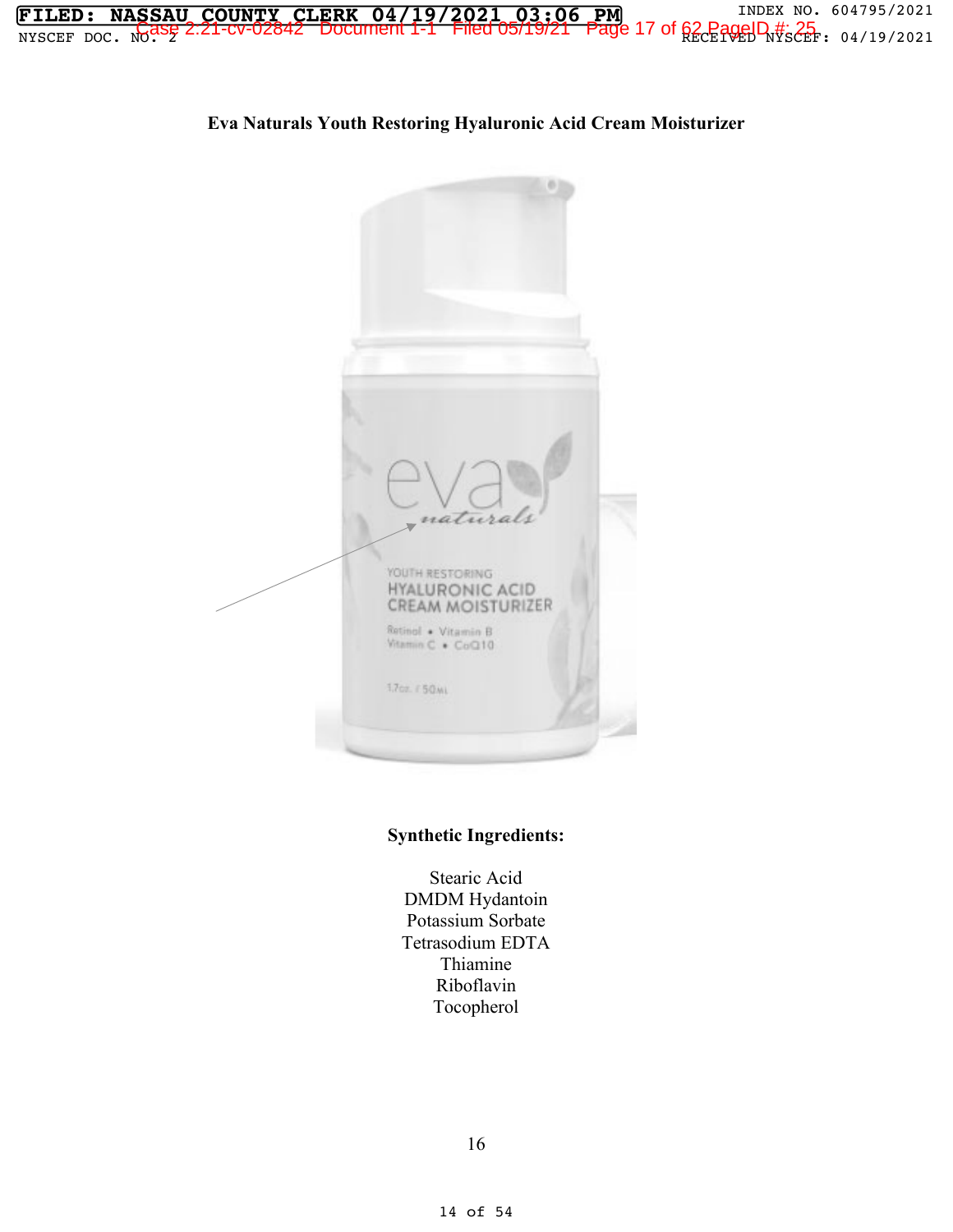**Eva Naturals Youth Restoring Hyaluronic Acid Cream Moisturizer**

**Synthetic Ingredients:**

Stearic Acid
DMDM Hydantoin
Potassium Sorbate
Tetrasodium EDTA
Thiamine
Riboflavin
Tocopherol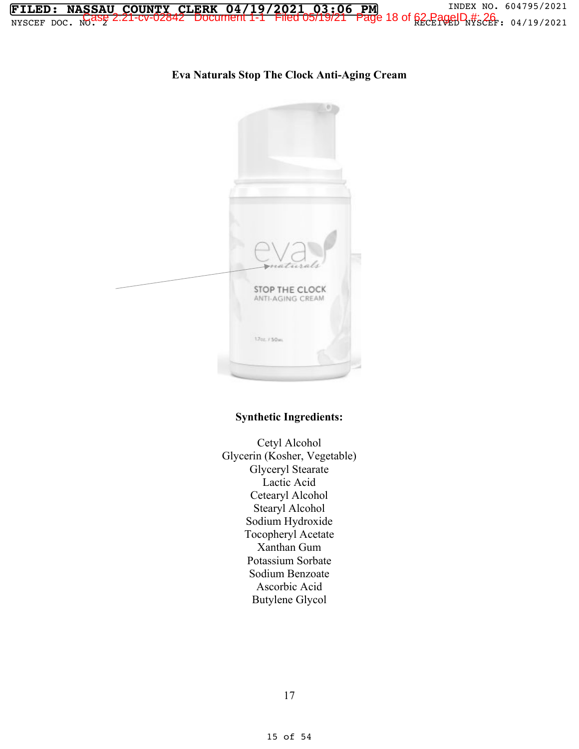**Eva Naturals Stop The Clock Anti-Aging Cream**

**Synthetic Ingredients:**

Cetyl Alcohol
Glycerin (Kosher, Vegetable)
Glyceryl Stearate
Lactic Acid
Cetearyl Alcohol
Stearyl Alcohol
Sodium Hydroxide
Tocopheryl Acetate
Xanthan Gum
Potassium Sorbate
Sodium Benzoate
Ascorbic Acid
Butylene Glycol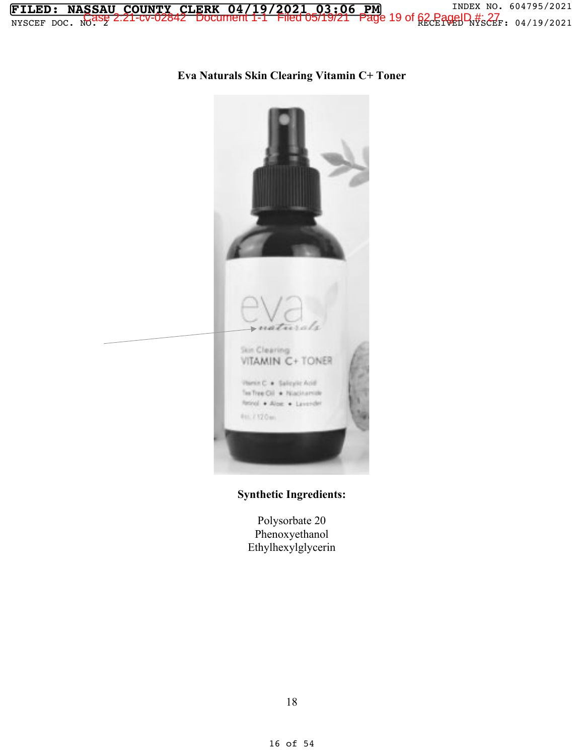**Eva Naturals Skin Clearing Vitamin C+ Toner**

**Synthetic Ingredients:**

Polysorbate 20
Phenoxyethanol
Ethylhexylglycerin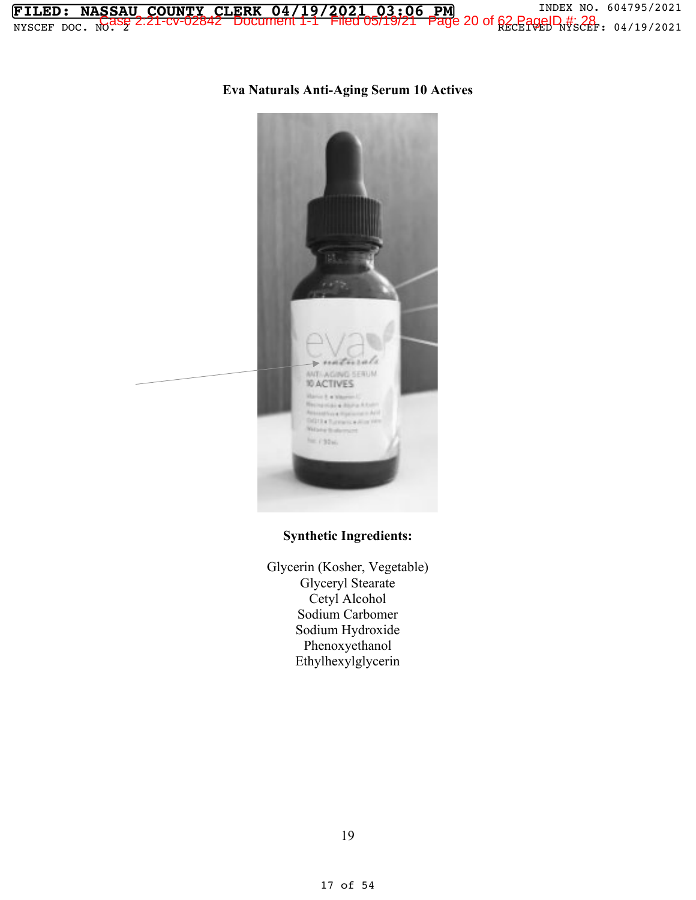**Eva Naturals Anti-Aging Serum 10 Actives**

**Synthetic Ingredients:**

Glycerin (Kosher, Vegetable)
Glyceryl Stearate
Cetyl Alcohol
Sodium Carbomer
Sodium Hydroxide
Phenoxyethanol
Ethylhexylglycerin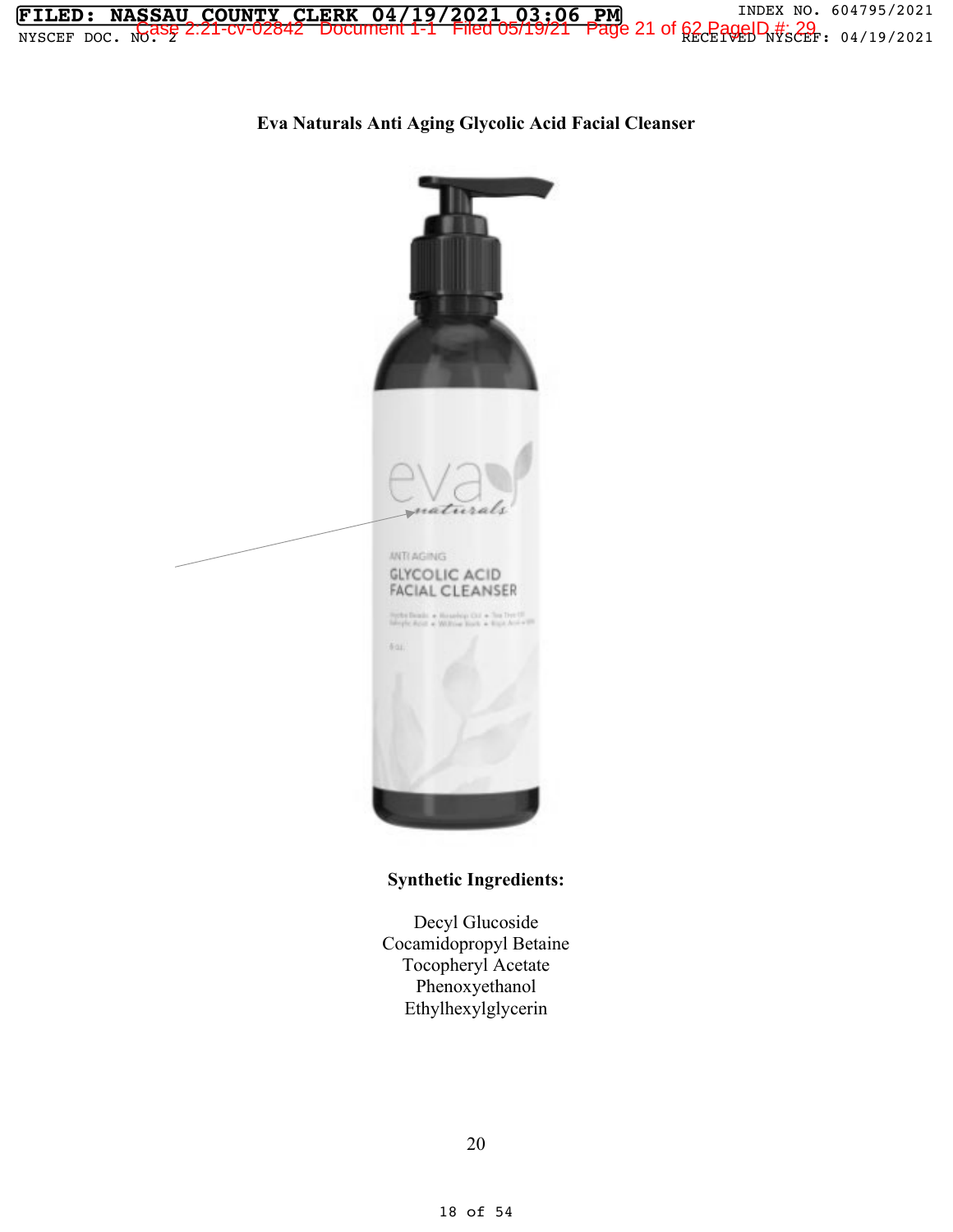**Eva Naturals Anti Aging Glycolic Acid Facial Cleanser**

**Synthetic Ingredients:**

Decyl Glucoside
Cocamidopropyl Betaine
Tocopheryl Acetate
Phenoxyethanol
Ethylhexylglycerin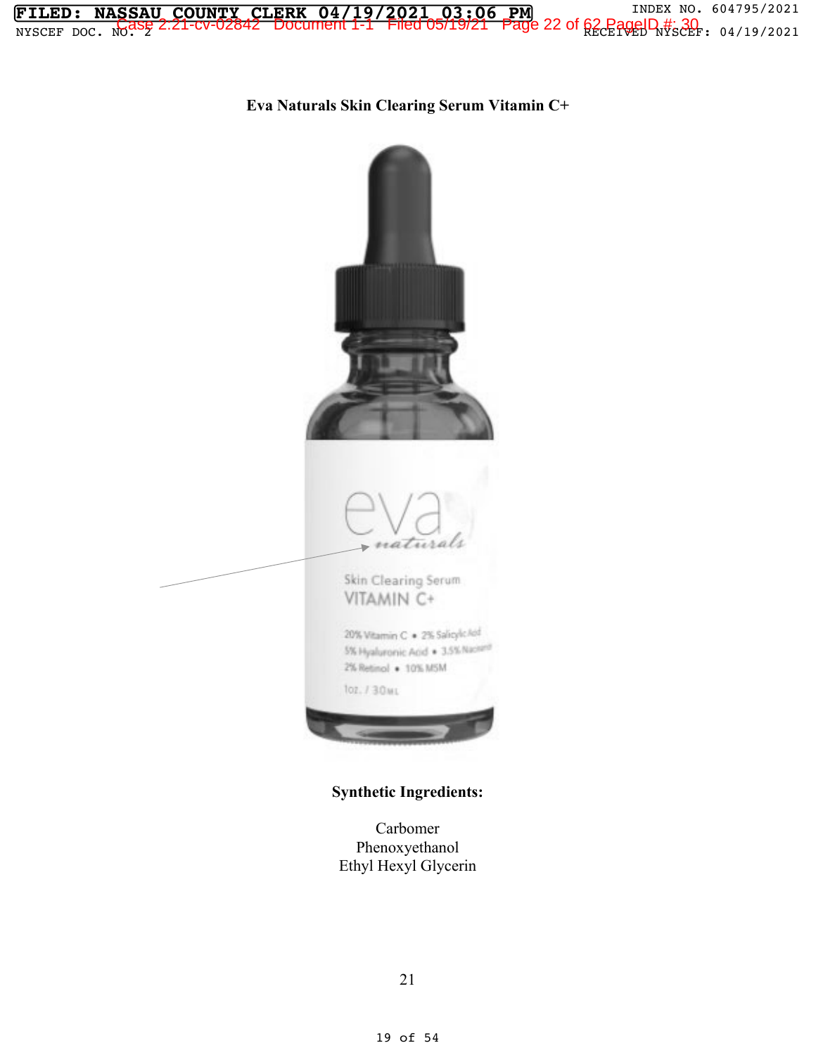**Eva Naturals Skin Clearing Serum Vitamin C+**

**Synthetic Ingredients:**

Carbomer
Phenoxyethanol
Ethyl Hexyl Glycerin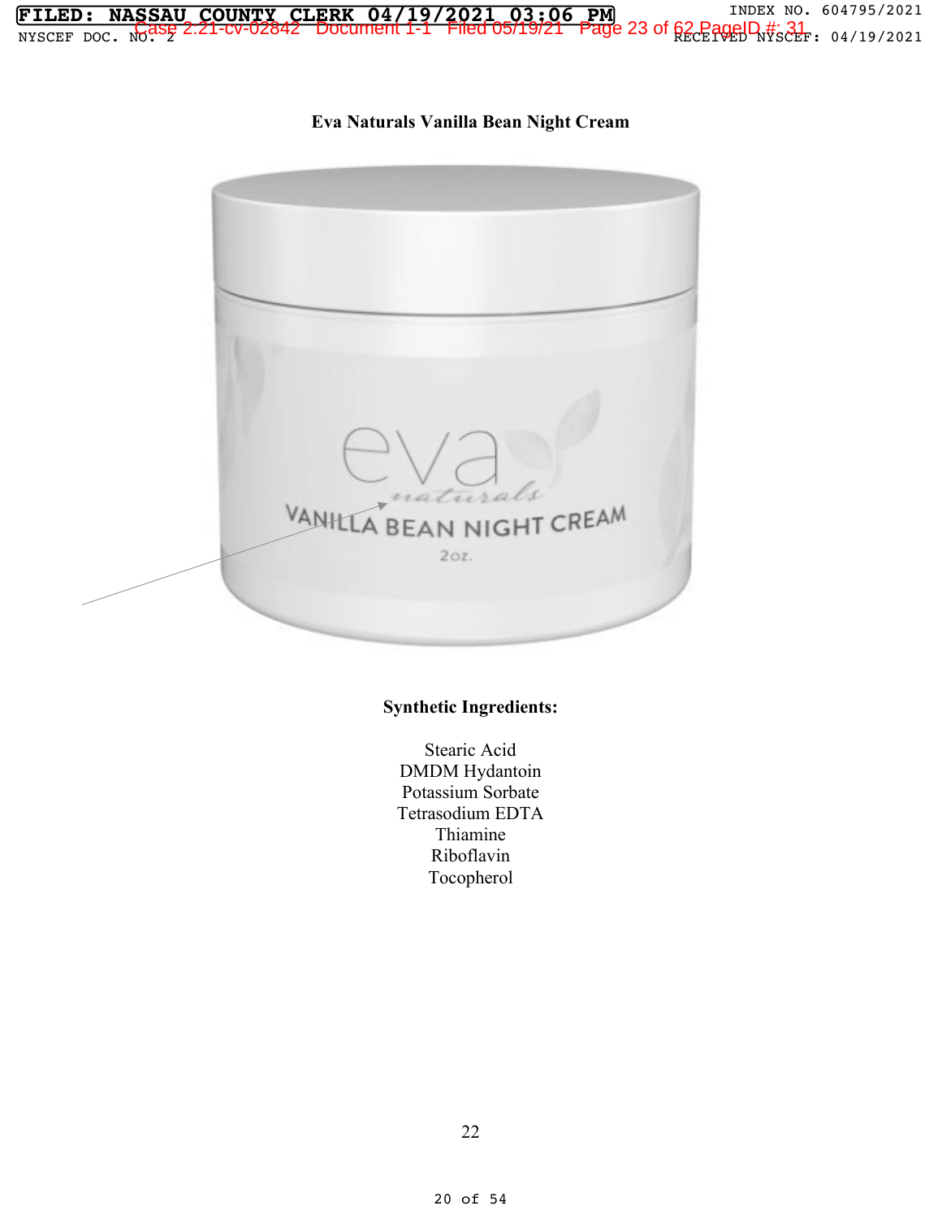**Eva Naturals Vanilla Bean Night Cream**

**Synthetic Ingredients:**

Stearic Acid
DMDM Hydantoin
Potassium Sorbate
Tetrasodium EDTA
Thiamine
Riboflavin
Tocopherol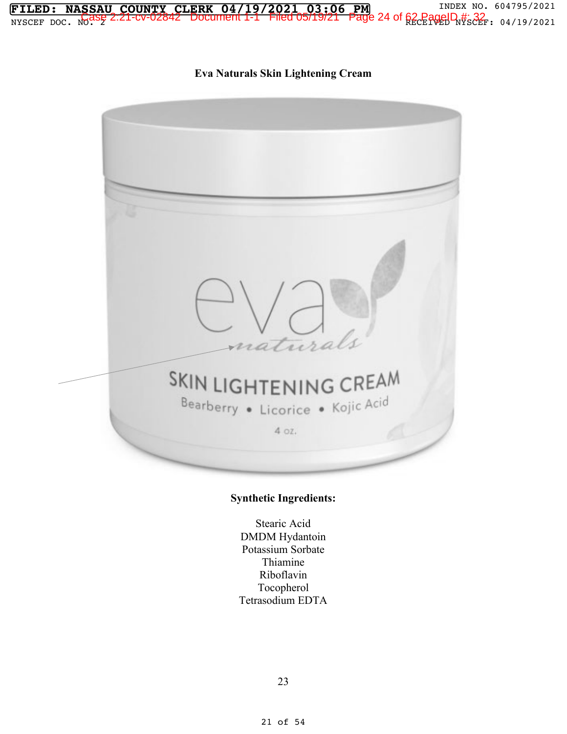**Eva Naturals Skin Lightening Cream**

**Synthetic Ingredients:**

Stearic Acid
DMDM Hydantoin
Potassium Sorbate
Thiamine
Riboflavin
Tocopherol
Tetrasodium EDTA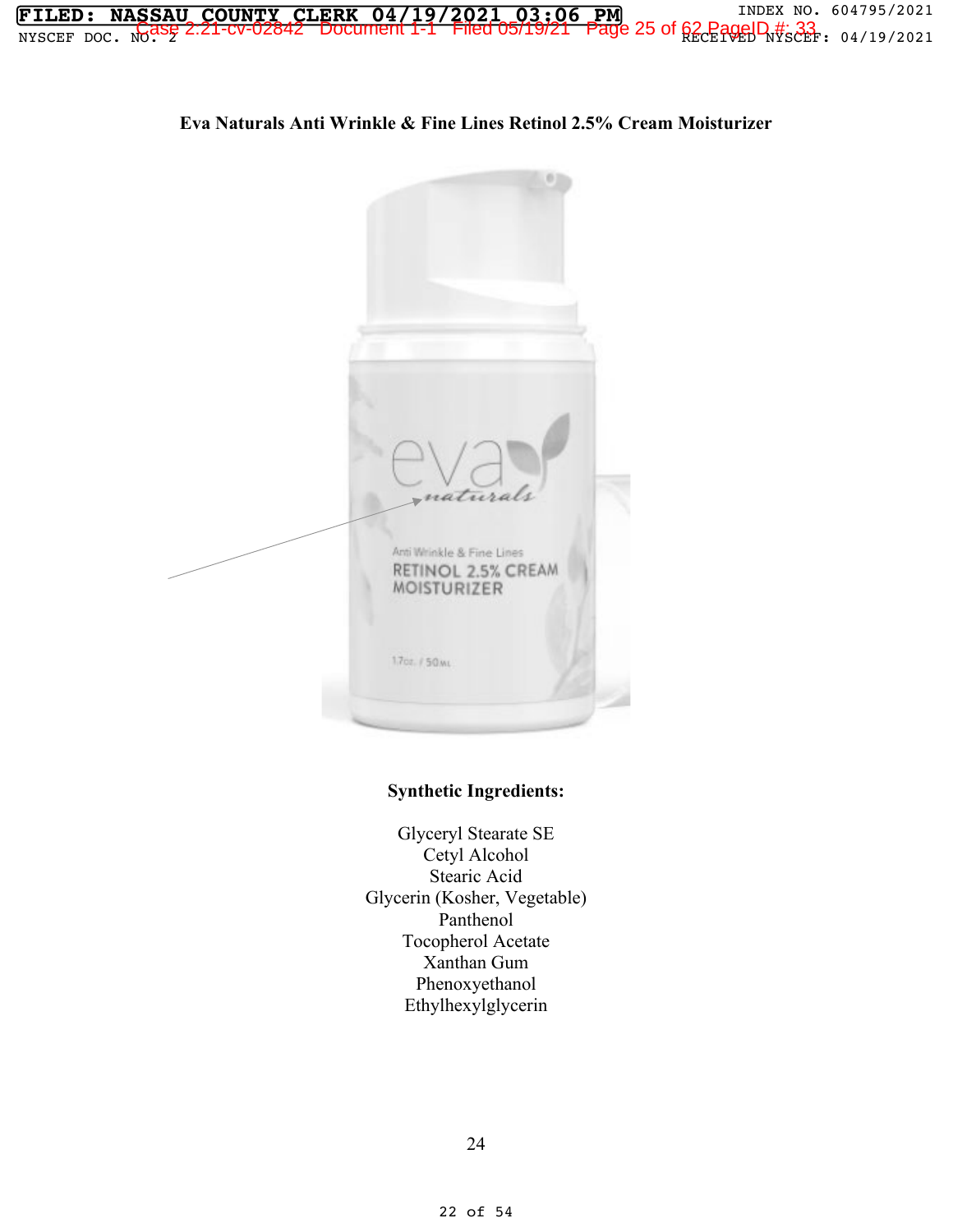**Eva Naturals Anti Wrinkle & Fine Lines Retinol 2.5% Cream Moisturizer**

**Synthetic Ingredients:**

Glyceryl Stearate SE
Cetyl Alcohol
Stearic Acid
Glycerin (Kosher, Vegetable)
Panthenol
Tocopherol Acetate
Xanthan Gum
Phenoxyethanol
Ethylhexylglycerin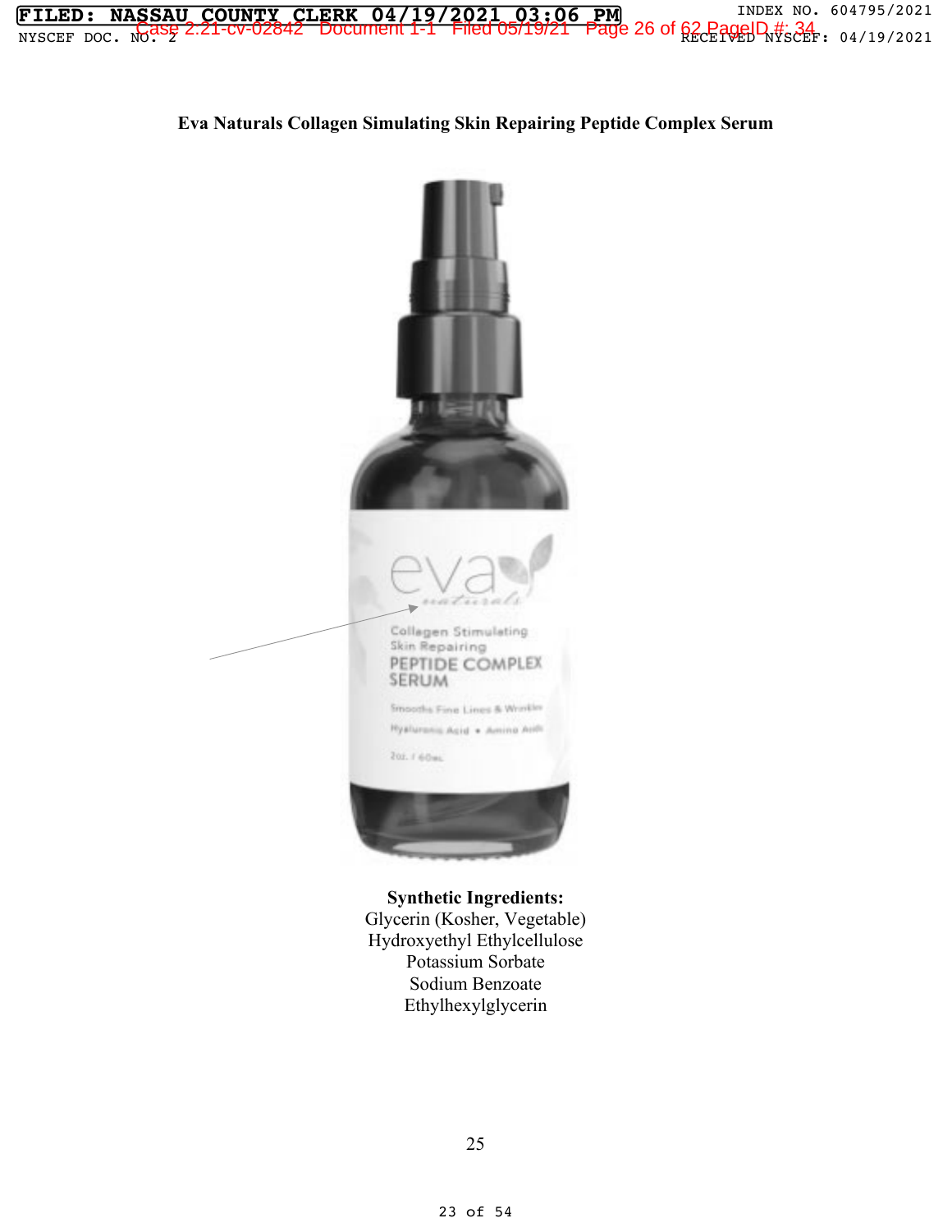**Eva Naturals Collagen Simulating Skin Repairing Peptide Complex Serum**

**Synthetic Ingredients:**

Glycerin (Kosher, Vegetable)
Hydroxyethyl Ethylcellulose
Potassium Sorbate
Sodium Benzoate
Ethylhexylglycerin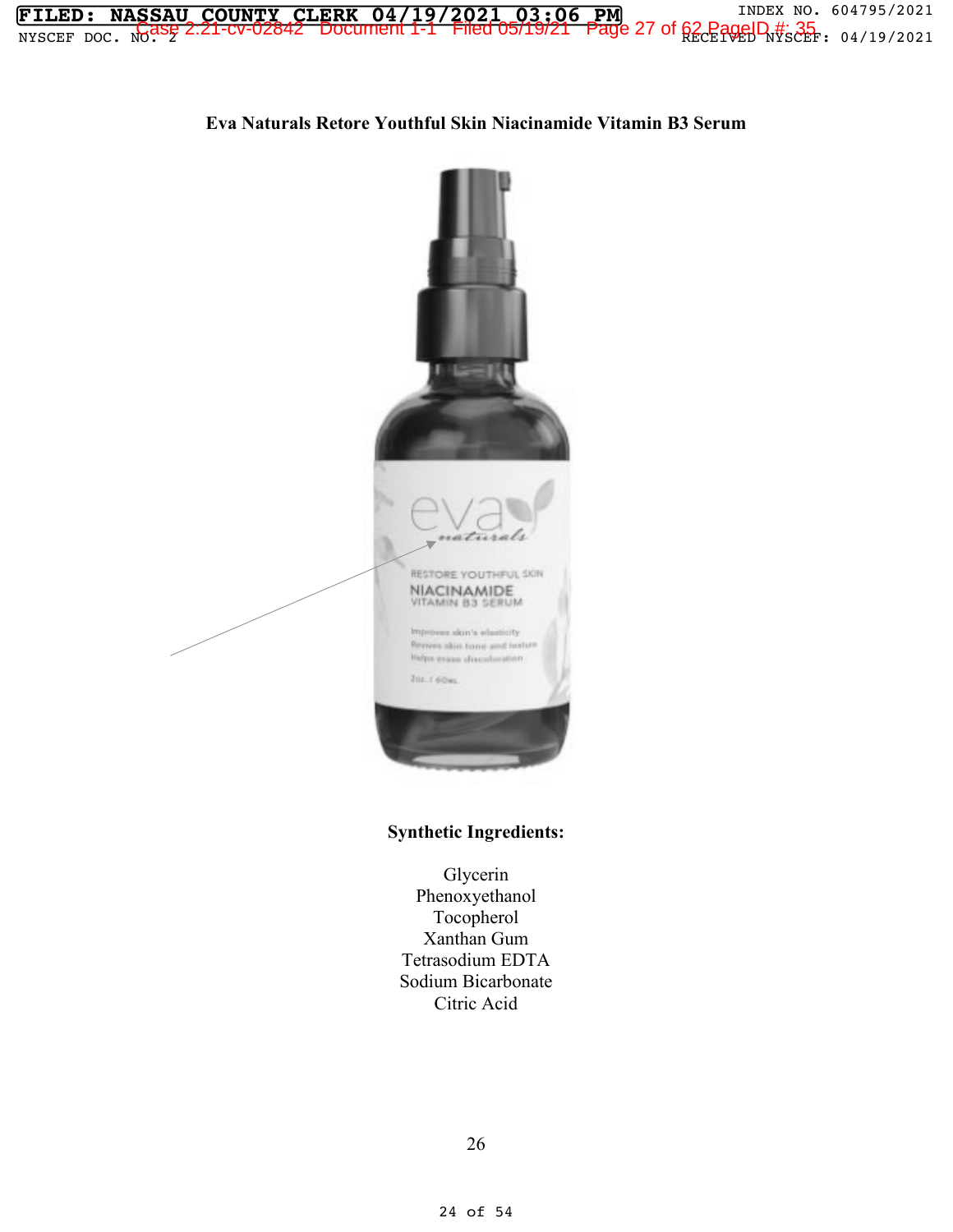**Eva Naturals Retore Youthful Skin Niacinamide Vitamin B3 Serum**

**Synthetic Ingredients:**

Glycerin
Phenoxyethanol
Tocopherol
Xanthan Gum
Tetrasodium EDTA
Sodium Bicarbonate
Citric Acid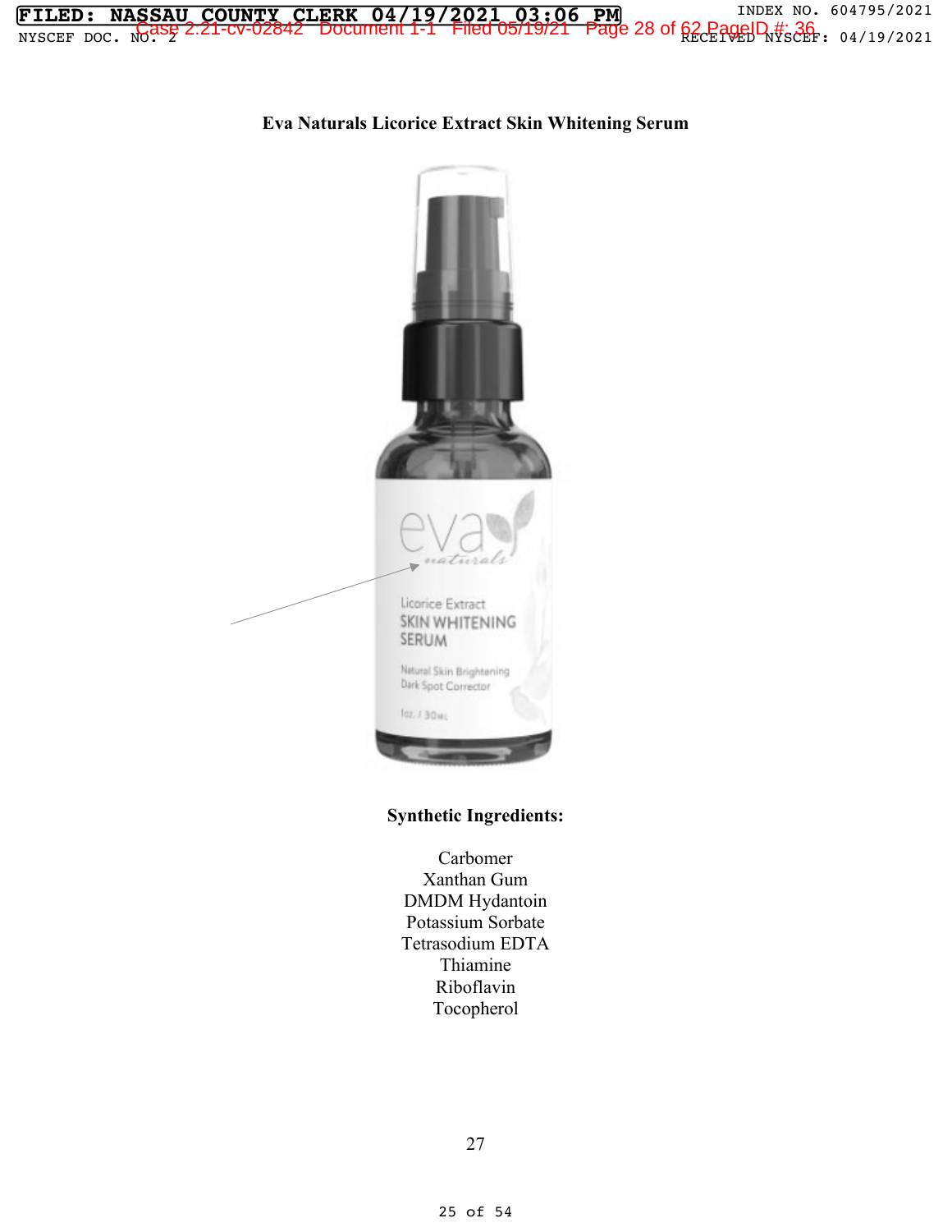**Eva Naturals Licorice Extract Skin Whitening Serum**

**Synthetic Ingredients:**

Carbomer
Xanthan Gum
DMDM Hydantoin
Potassium Sorbate
Tetrasodium EDTA
Thiamine
Riboflavin
Tocopherol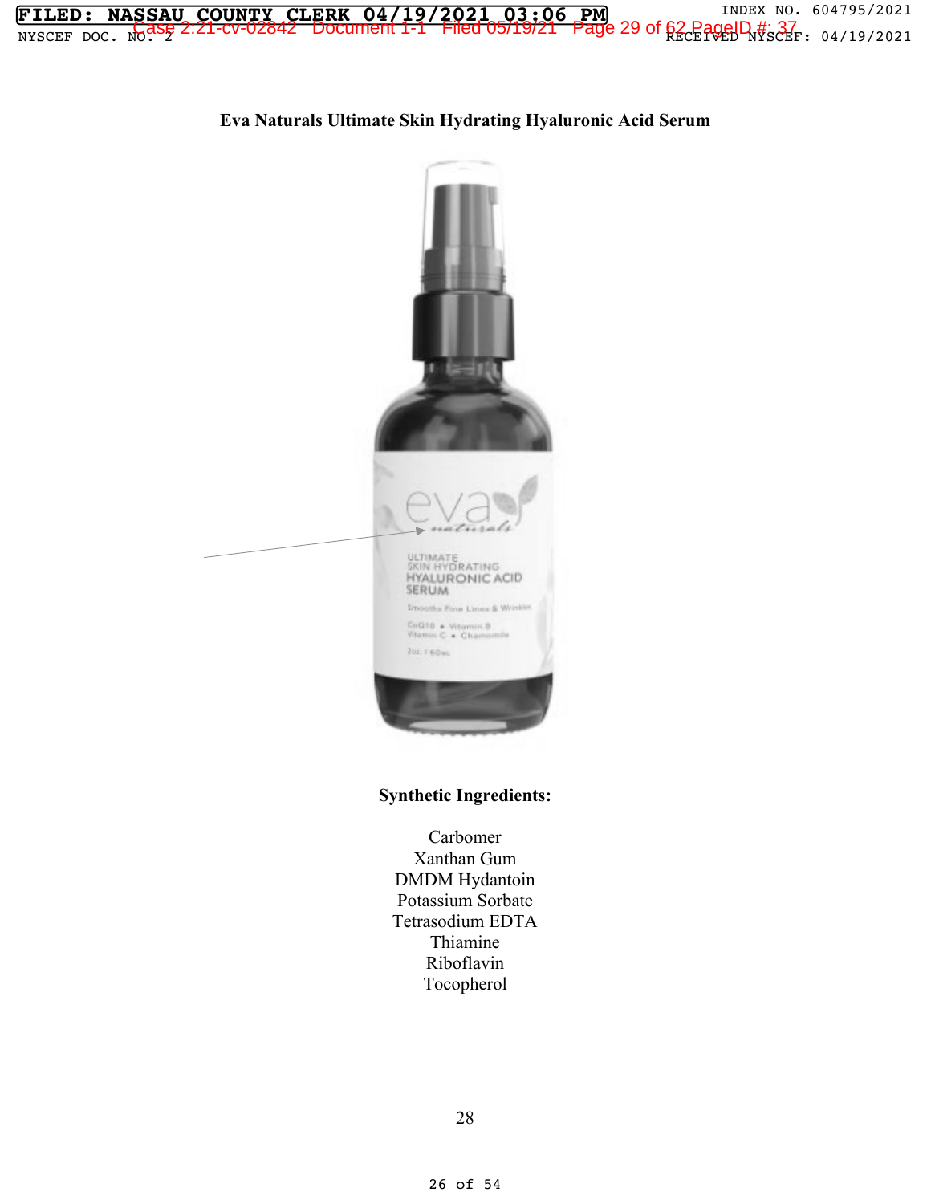**Eva Naturals Ultimate Skin Hydrating Hyaluronic Acid Serum**

**Synthetic Ingredients:**

Carbomer
Xanthan Gum
DMDM Hydantoin
Potassium Sorbate
Tetrasodium EDTA
Thiamine
Riboflavin
Tocopherol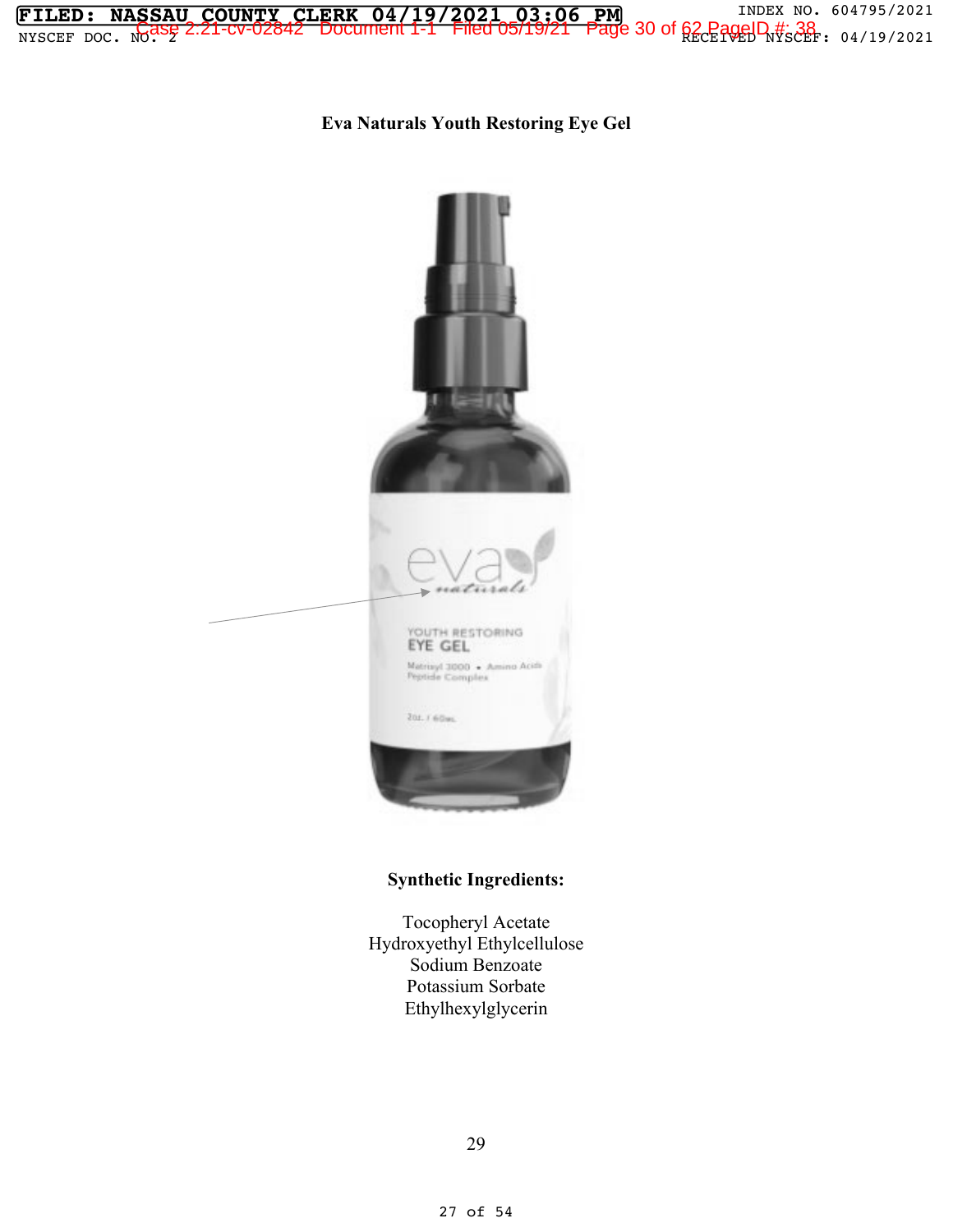**Eva Naturals Youth Restoring Eye Gel**

**Synthetic Ingredients:**

Tocopheryl Acetate
Hydroxyethyl Ethylcellulose
Sodium Benzoate
Potassium Sorbate
Ethylhexylglycerin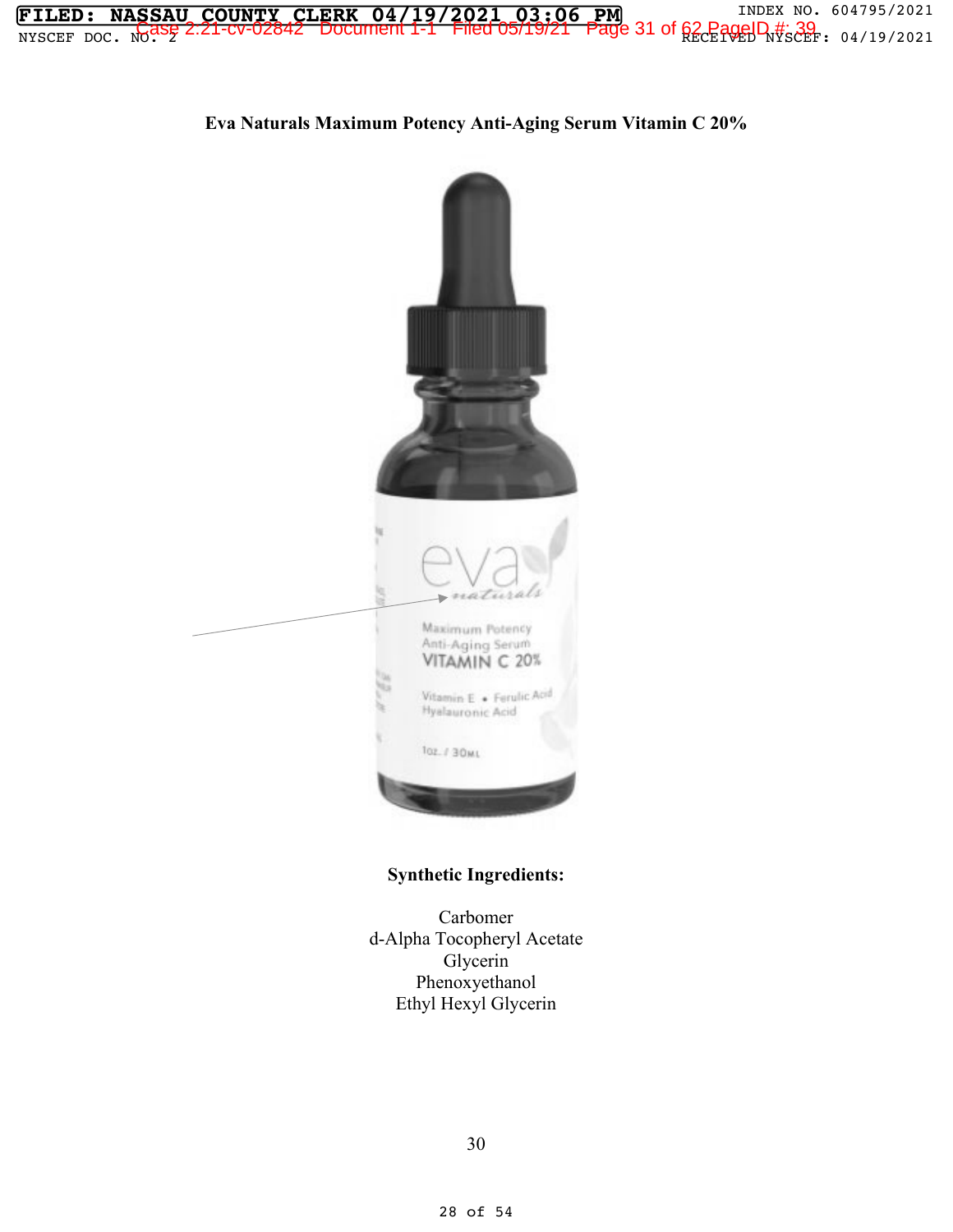**Eva Naturals Maximum Potency Anti-Aging Serum Vitamin C 20%**

**Synthetic Ingredients:**

Carbomer
d-Alpha Tocopheryl Acetate
Glycerin
Phenoxyethanol
Ethyl Hexyl Glycerin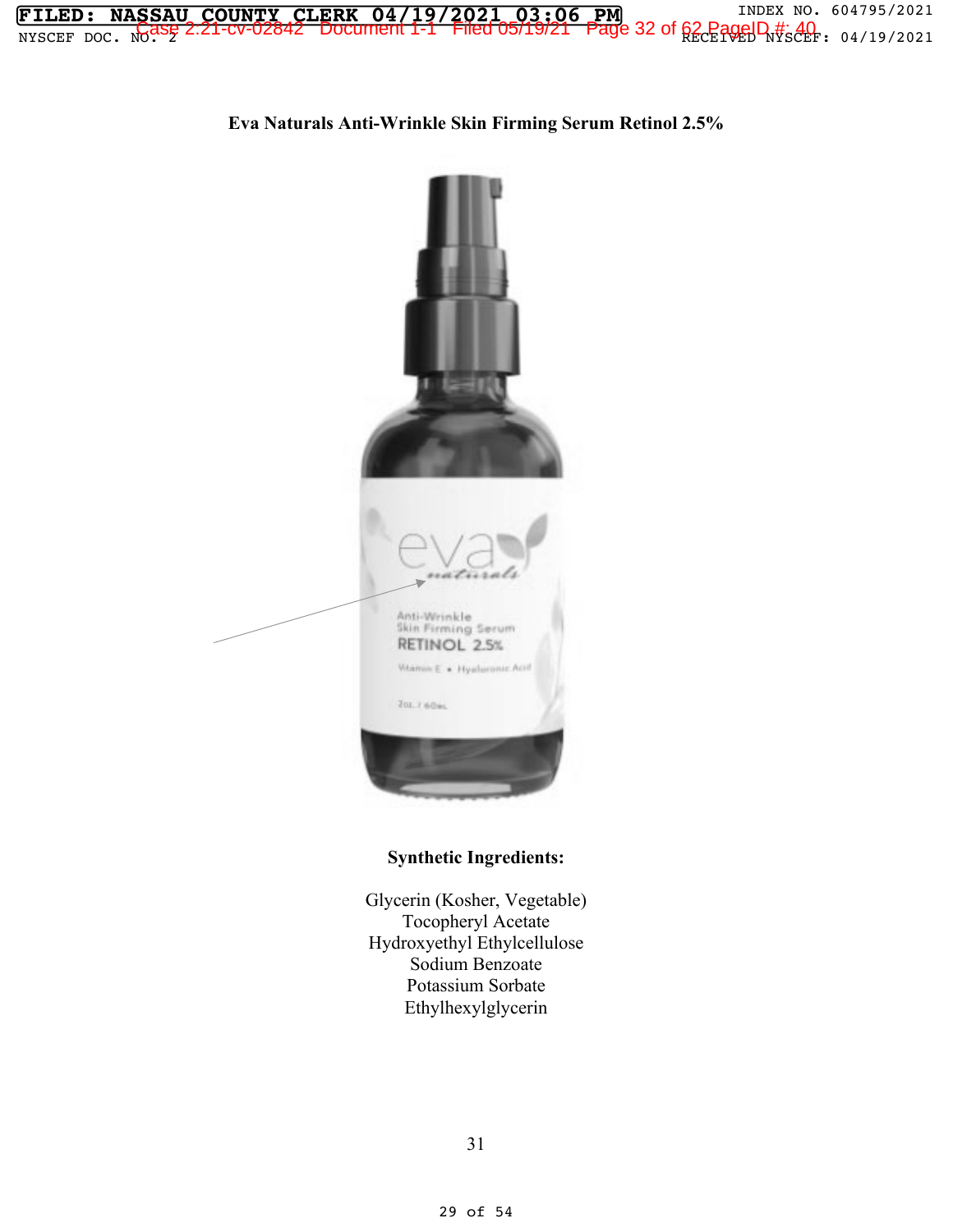**Eva Naturals Anti-Wrinkle Skin Firming Serum Retinol 2.5%**

**Synthetic Ingredients:**

Glycerin (Kosher, Vegetable)
Tocopheryl Acetate
Hydroxyethyl Ethylcellulose
Sodium Benzoate
Potassium Sorbate
Ethylhexylglycerin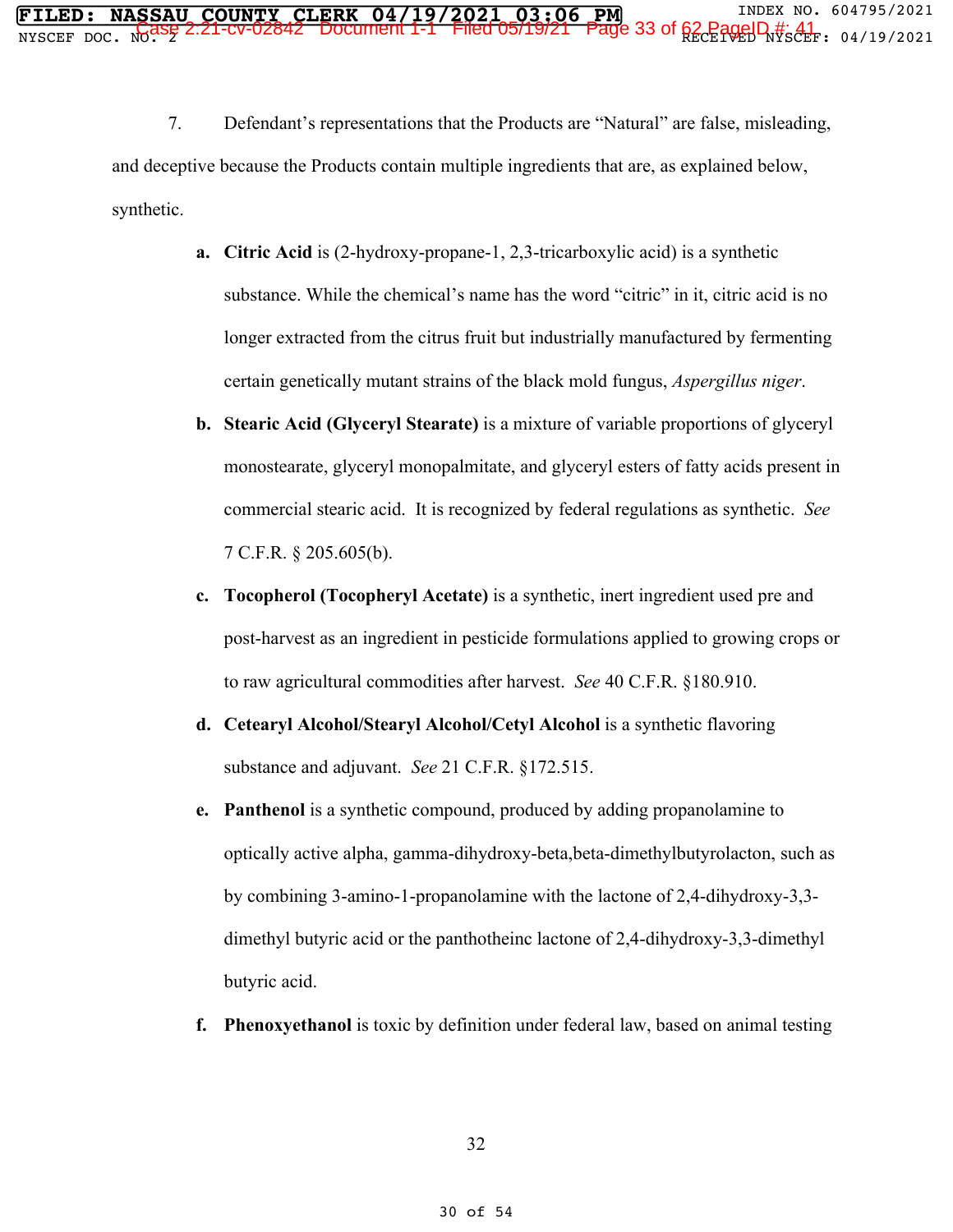7. Defendant's representations that the Products are "Natural" are false, misleading, and deceptive because the Products contain multiple ingredients that are, as explained below, synthetic.

   a. **Citric Acid** is (2-hydroxy-propane-1, 2,3-tricarboxylic acid) is a synthetic substance. While the chemical's name has the word "citric" in it, citric acid is no longer extracted from the citrus fruit but industrially manufactured by fermenting certain genetically mutant strains of the black mold fungus, *Aspergillus niger*.

   b. **Stearic Acid (Glyceryl Stearate)** is a mixture of variable proportions of glyceryl monostearate, glyceryl monopalmitate, and glyceryl esters of fatty acids present in commercial stearic acid. It is recognized by federal regulations as synthetic. *See* 7 C.F.R. § 205.605(b).

   c. **Tocopherol (Tocopheryl Acetate)** is a synthetic, inert ingredient used pre and post-harvest as an ingredient in pesticide formulations applied to growing crops or to raw agricultural commodities after harvest. *See* 40 C.F.R. §180.910.

   d. **Cetearyl Alcohol/Stearyl Alcohol/Cetyl Alcohol** is a synthetic flavoring substance and adjuvant. *See* 21 C.F.R. §172.515.

   e. **Panthenol** is a synthetic compound, produced by adding propanolamine to optically active alpha, gamma-dihydroxy-beta,beta-dimethylbutyrolacton, such as by combining 3-amino-1-propanolamine with the lactone of 2,4-dihydroxy-3,3-dimethyl butyric acid or the panthotheinc lactone of 2,4-dihydroxy-3,3-dimethyl butyric acid.

   f. **Phenoxyethanol** is toxic by definition under federal law, based on animal testing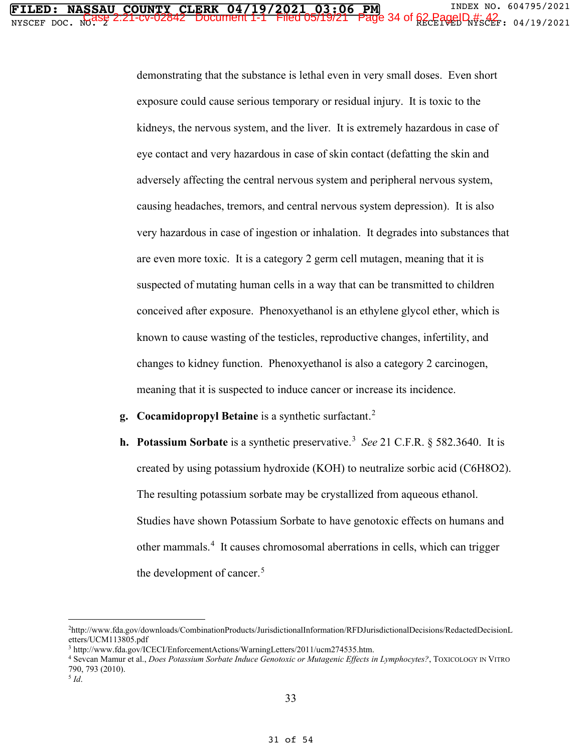demonstrating that the substance is lethal even in very small doses. Even short exposure could cause serious temporary or residual injury. It is toxic to the kidneys, the nervous system, and the liver. It is extremely hazardous in case of eye contact and very hazardous in case of skin contact (defatting the skin and adversely affecting the central nervous system and peripheral nervous system, causing headaches, tremors, and central nervous system depression). It is also very hazardous in case of ingestion or inhalation. It degrades into substances that are even more toxic. It is a category 2 germ cell mutagen, meaning that it is suspected of mutating human cells in a way that can be transmitted to children conceived after exposure. Phenoxyethanol is an ethylene glycol ether, which is known to cause wasting of the testicles, reproductive changes, infertility, and changes to kidney function. Phenoxyethanol is also a category 2 carcinogen, meaning that it is suspected to induce cancer or increase its incidence.

g. **Cocamidopropyl Betaine** is a synthetic surfactant.[2]

h. **Potassium Sorbate** is a synthetic preservative.[3] *See* 21 C.F.R. § 582.3640. It is created by using potassium hydroxide (KOH) to neutralize sorbic acid ($C_6H_8O_2$). The resulting potassium sorbate may be crystallized from aqueous ethanol. Studies have shown Potassium Sorbate to have genotoxic effects on humans and other mammals.[4] It causes chromosomal aberrations in cells, which can trigger the development of cancer.[5]

---

[2] http://www.fda.gov/downloads/CombinationProducts/JurisdictionalInformation/RFDJurisdictionalDecisions/RedactedDecisionLetters/UCM113805.pdf

[3] http://www.fda.gov/ICECI/EnforcementActions/WarningLetters/2011/ucm274535.htm.

[4] Sevcan Mamur et al., *Does Potassium Sorbate Induce Genotoxic or Mutagenic Effects in Lymphocytes?*, TOXICOLOGY IN VITRO 790, 793 (2010).

[5] *Id*.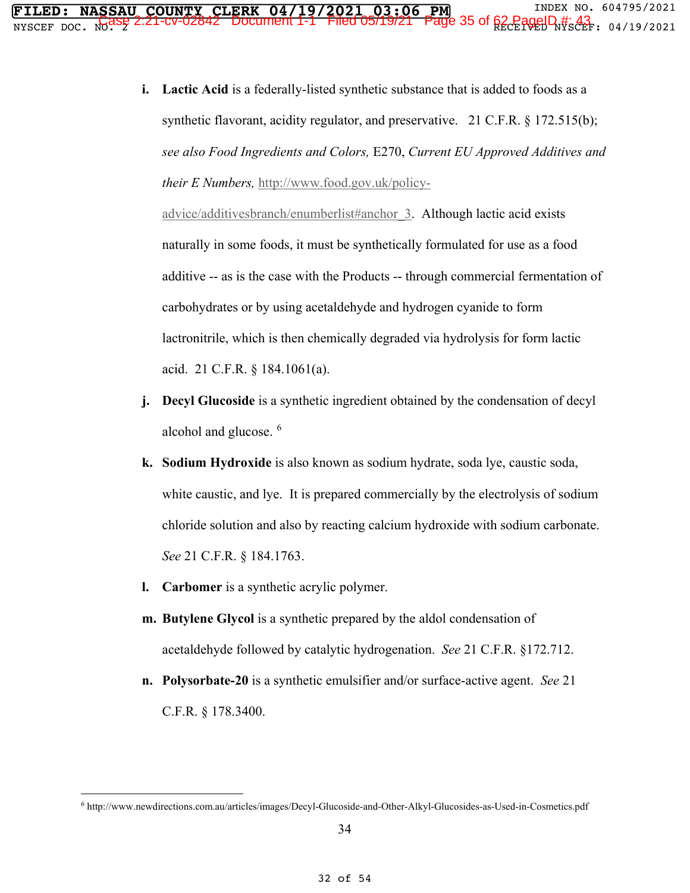i. **Lactic Acid** is a federally-listed synthetic substance that is added to foods as a synthetic flavorant, acidity regulator, and preservative. 21 C.F.R. § 172.515(b); *see also Food Ingredients and Colors,* E270, *Current EU Approved Additives and their E Numbers,* http://www.food.gov.uk/policy-advice/additivesbranch/enumberlist#anchor_3. Although lactic acid exists naturally in some foods, it must be synthetically formulated for use as a food additive -- as is the case with the Products -- through commercial fermentation of carbohydrates or by using acetaldehyde and hydrogen cyanide to form lactronitrile, which is then chemically degraded via hydrolysis for form lactic acid. 21 C.F.R. § 184.1061(a).

j. **Decyl Glucoside** is a synthetic ingredient obtained by the condensation of decyl alcohol and glucose. [6]

k. **Sodium Hydroxide** is also known as sodium hydrate, soda lye, caustic soda, white caustic, and lye. It is prepared commercially by the electrolysis of sodium chloride solution and also by reacting calcium hydroxide with sodium carbonate. *See* 21 C.F.R. § 184.1763.

l. **Carbomer** is a synthetic acrylic polymer.

m. **Butylene Glycol** is a synthetic prepared by the aldol condensation of acetaldehyde followed by catalytic hydrogenation. *See* 21 C.F.R. §172.712.

n. **Polysorbate-20** is a synthetic emulsifier and/or surface-active agent. *See* 21 C.F.R. § 178.3400.

---

[6] http://www.newdirections.com.au/articles/images/Decyl-Glucoside-and-Other-Alkyl-Glucosides-as-Used-in-Cosmetics.pdf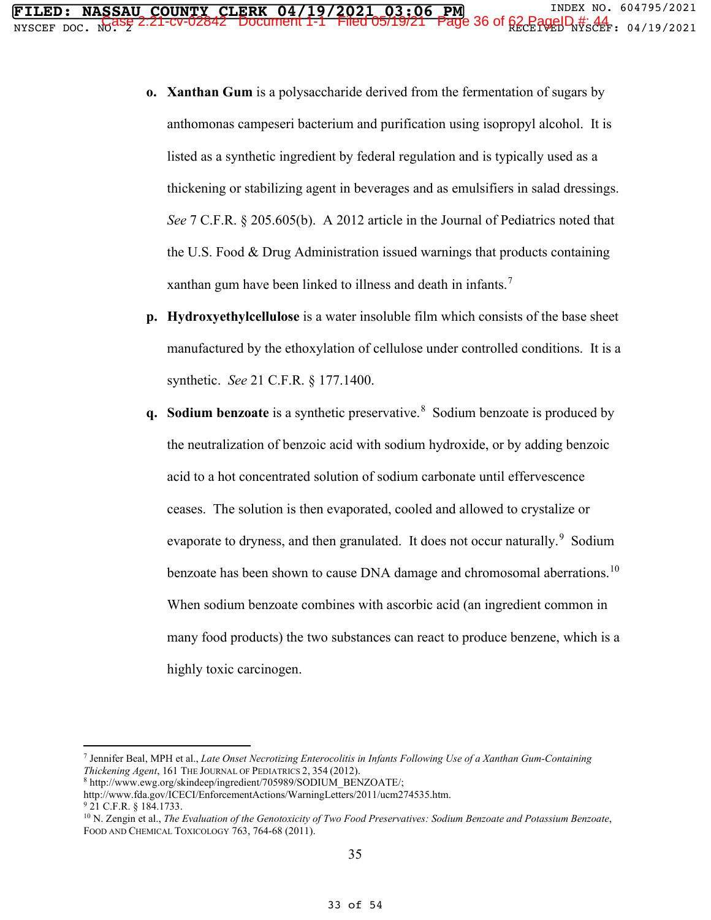o. **Xanthan Gum** is a polysaccharide derived from the fermentation of sugars by anthomonas campeseri bacterium and purification using isopropyl alcohol. It is listed as a synthetic ingredient by federal regulation and is typically used as a thickening or stabilizing agent in beverages and as emulsifiers in salad dressings. *See* 7 C.F.R. § 205.605(b). A 2012 article in the Journal of Pediatrics noted that the U.S. Food & Drug Administration issued warnings that products containing xanthan gum have been linked to illness and death in infants.[7]

p. **Hydroxyethylcellulose** is a water insoluble film which consists of the base sheet manufactured by the ethoxylation of cellulose under controlled conditions. It is a synthetic. *See* 21 C.F.R. § 177.1400.

q. **Sodium benzoate** is a synthetic preservative.[8] Sodium benzoate is produced by the neutralization of benzoic acid with sodium hydroxide, or by adding benzoic acid to a hot concentrated solution of sodium carbonate until effervescence ceases. The solution is then evaporated, cooled and allowed to crystalize or evaporate to dryness, and then granulated. It does not occur naturally.[9] Sodium benzoate has been shown to cause DNA damage and chromosomal aberrations.[10] When sodium benzoate combines with ascorbic acid (an ingredient common in many food products) the two substances can react to produce benzene, which is a highly toxic carcinogen.

---

[7] Jennifer Beal, MPH et al., *Late Onset Necrotizing Enterocolitis in Infants Following Use of a Xanthan Gum-Containing Thickening Agent*, 161 THE JOURNAL OF PEDIATRICS 2, 354 (2012).

[8] http://www.ewg.org/skindeep/ingredient/705989/SODIUM_BENZOATE/; http://www.fda.gov/ICECI/EnforcementActions/WarningLetters/2011/ucm274535.htm.

[9] 21 C.F.R. § 184.1733.

[10] N. Zengin et al., *The Evaluation of the Genotoxicity of Two Food Preservatives: Sodium Benzoate and Potassium Benzoate*, FOOD AND CHEMICAL TOXICOLOGY 763, 764-68 (2011).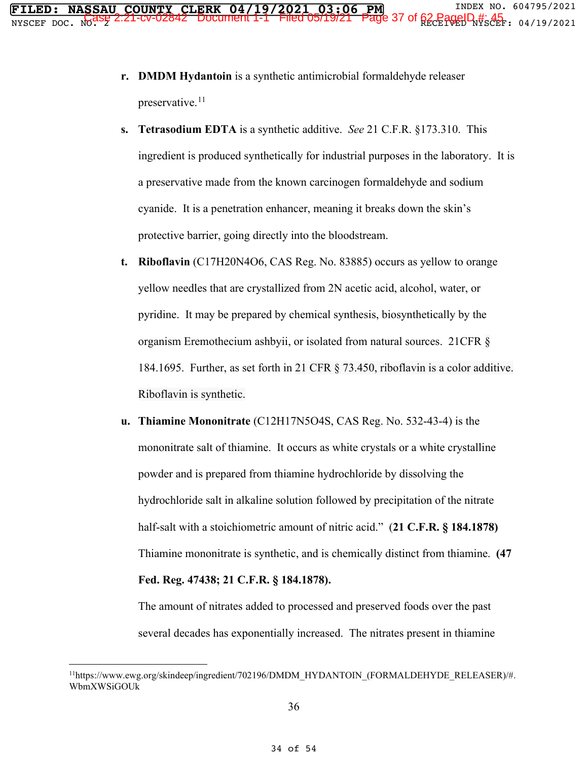**r. DMDM Hydantoin** is a synthetic antimicrobial formaldehyde releaser preservative.[11]

**s. Tetrasodium EDTA** is a synthetic additive. *See* 21 C.F.R. §173.310. This ingredient is produced synthetically for industrial purposes in the laboratory. It is a preservative made from the known carcinogen formaldehyde and sodium cyanide. It is a penetration enhancer, meaning it breaks down the skin's protective barrier, going directly into the bloodstream.

**t. Riboflavin** ($C_{17}H_{20}N_4O_6$, CAS Reg. No. 83885) occurs as yellow to orange yellow needles that are crystallized from 2N acetic acid, alcohol, water, or pyridine. It may be prepared by chemical synthesis, biosynthetically by the organism Eremothecium ashbyii, or isolated from natural sources. 21CFR § 184.1695. Further, as set forth in 21 CFR § 73.450, riboflavin is a color additive. Riboflavin is synthetic.

**u. Thiamine Mononitrate** ($C_{12}H_{17}N_5O_4S$, CAS Reg. No. 532-43-4) is the mononitrate salt of thiamine. It occurs as white crystals or a white crystalline powder and is prepared from thiamine hydrochloride by dissolving the hydrochloride salt in alkaline solution followed by precipitation of the nitrate half-salt with a stoichiometric amount of nitric acid." **(21 C.F.R. § 184.1878)** Thiamine mononitrate is synthetic, and is chemically distinct from thiamine. **(47 Fed. Reg. 47438; 21 C.F.R. § 184.1878).**

The amount of nitrates added to processed and preserved foods over the past several decades has exponentially increased. The nitrates present in thiamine

[11] https://www.ewg.org/skindeep/ingredient/702196/DMDM_HYDANTOIN_(FORMALDEHYDE_RELEASER)/#.WbmXWSiGOUk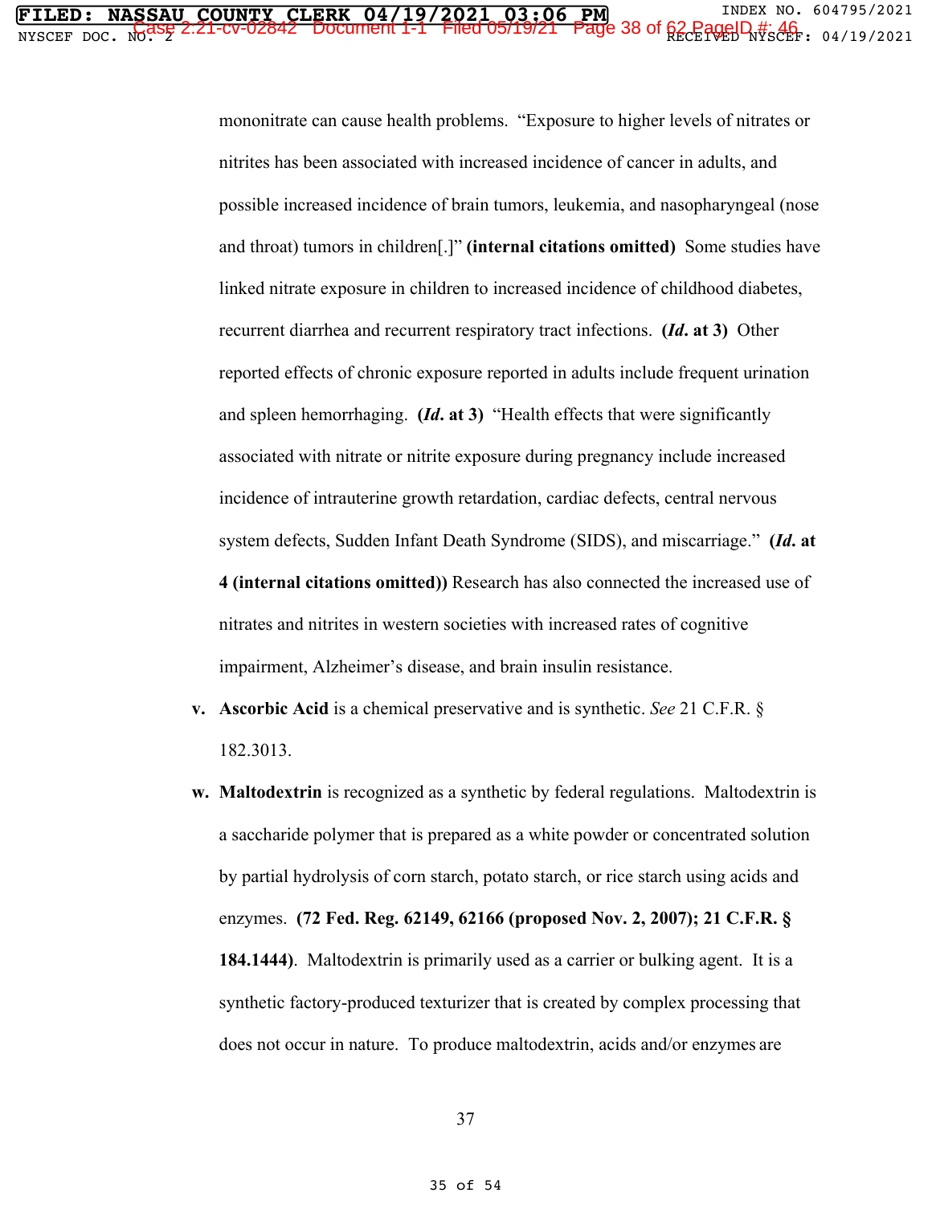mononitrate can cause health problems. "Exposure to higher levels of nitrates or nitrites has been associated with increased incidence of cancer in adults, and possible increased incidence of brain tumors, leukemia, and nasopharyngeal (nose and throat) tumors in children[.]" **(internal citations omitted)** Some studies have linked nitrate exposure in children to increased incidence of childhood diabetes, recurrent diarrhea and recurrent respiratory tract infections. **(*Id*. at 3)** Other reported effects of chronic exposure reported in adults include frequent urination and spleen hemorrhaging. **(*Id*. at 3)** "Health effects that were significantly associated with nitrate or nitrite exposure during pregnancy include increased incidence of intrauterine growth retardation, cardiac defects, central nervous system defects, Sudden Infant Death Syndrome (SIDS), and miscarriage." **(*Id*. at 4 (internal citations omitted))** Research has also connected the increased use of nitrates and nitrites in western societies with increased rates of cognitive impairment, Alzheimer's disease, and brain insulin resistance.

v. **Ascorbic Acid** is a chemical preservative and is synthetic. *See* 21 C.F.R. § 182.3013.

w. **Maltodextrin** is recognized as a synthetic by federal regulations. Maltodextrin is a saccharide polymer that is prepared as a white powder or concentrated solution by partial hydrolysis of corn starch, potato starch, or rice starch using acids and enzymes. **(72 Fed. Reg. 62149, 62166 (proposed Nov. 2, 2007); 21 C.F.R. § 184.1444)**. Maltodextrin is primarily used as a carrier or bulking agent. It is a synthetic factory-produced texturizer that is created by complex processing that does not occur in nature. To produce maltodextrin, acids and/or enzymes are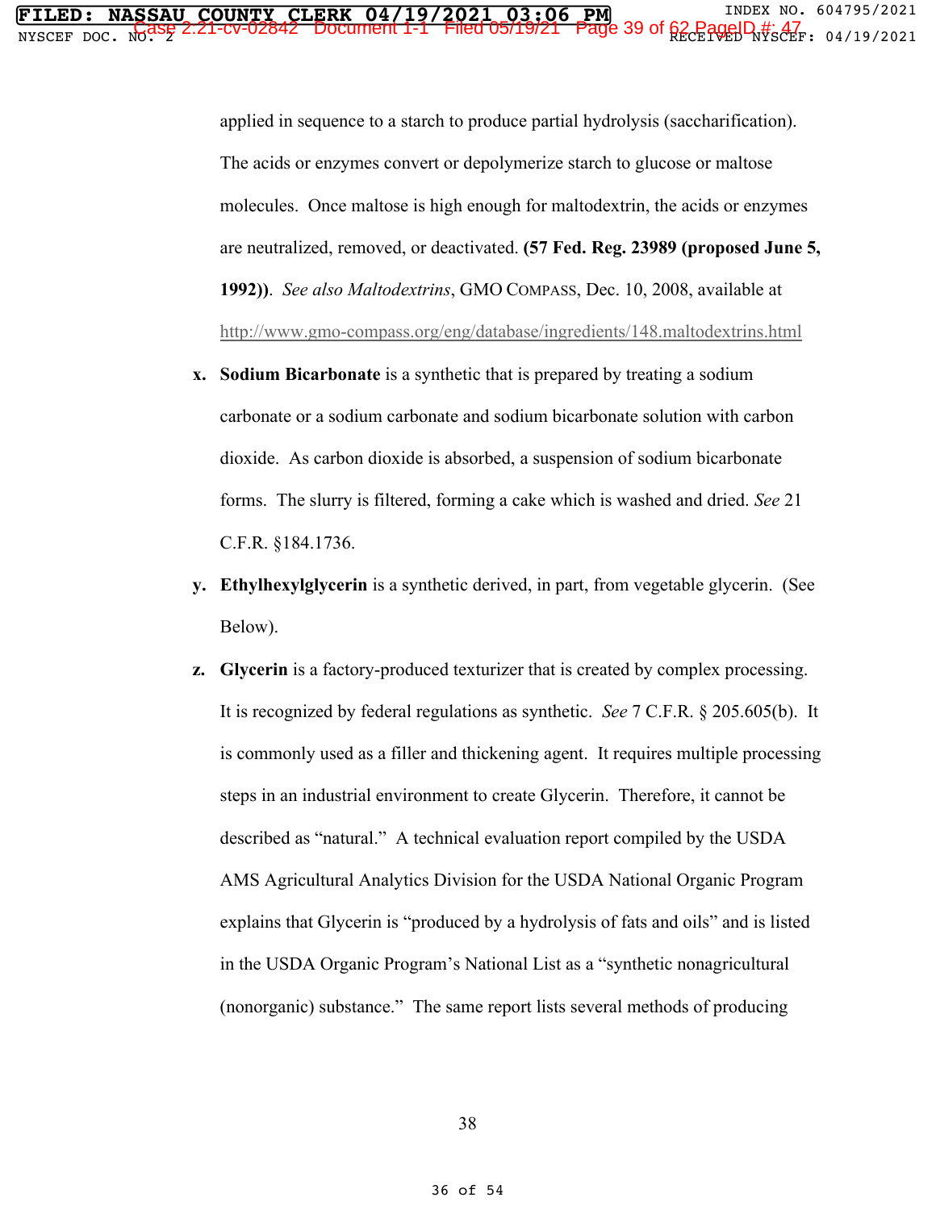applied in sequence to a starch to produce partial hydrolysis (saccharification). The acids or enzymes convert or depolymerize starch to glucose or maltose molecules. Once maltose is high enough for maltodextrin, the acids or enzymes are neutralized, removed, or deactivated. **(57 Fed. Reg. 23989 (proposed June 5, 1992))**. *See also Maltodextrins*, GMO COMPASS, Dec. 10, 2008, available at http://www.gmo-compass.org/eng/database/ingredients/148.maltodextrins.html

x. **Sodium Bicarbonate** is a synthetic that is prepared by treating a sodium carbonate or a sodium carbonate and sodium bicarbonate solution with carbon dioxide. As carbon dioxide is absorbed, a suspension of sodium bicarbonate forms. The slurry is filtered, forming a cake which is washed and dried. *See* 21 C.F.R. §184.1736.

y. **Ethylhexylglycerin** is a synthetic derived, in part, from vegetable glycerin. (See Below).

z. **Glycerin** is a factory-produced texturizer that is created by complex processing. It is recognized by federal regulations as synthetic. *See* 7 C.F.R. § 205.605(b). It is commonly used as a filler and thickening agent. It requires multiple processing steps in an industrial environment to create Glycerin. Therefore, it cannot be described as "natural." A technical evaluation report compiled by the USDA AMS Agricultural Analytics Division for the USDA National Organic Program explains that Glycerin is "produced by a hydrolysis of fats and oils" and is listed in the USDA Organic Program's National List as a "synthetic nonagricultural (nonorganic) substance." The same report lists several methods of producing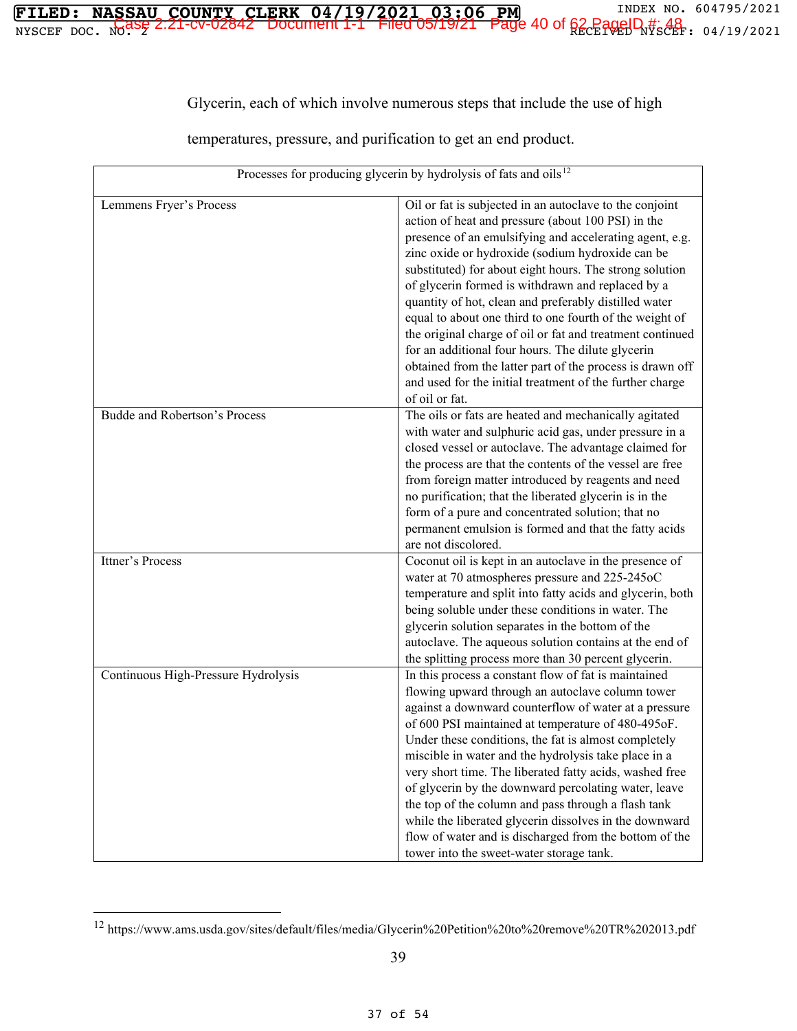Glycerin, each of which involve numerous steps that include the use of high temperatures, pressure, and purification to get an end product.

| Processes for producing glycerin by hydrolysis of fats and oils[12] | |
|---|---|
| Lemmens Fryer's Process | Oil or fat is subjected in an autoclave to the conjoint action of heat and pressure (about 100 PSI) in the presence of an emulsifying and accelerating agent, e.g. zinc oxide or hydroxide (sodium hydroxide can be substituted) for about eight hours. The strong solution of glycerin formed is withdrawn and replaced by a quantity of hot, clean and preferably distilled water equal to about one third to one fourth of the weight of the original charge of oil or fat and treatment continued for an additional four hours. The dilute glycerin obtained from the latter part of the process is drawn off and used for the initial treatment of the further charge of oil or fat. |
| Budde and Robertson's Process | The oils or fats are heated and mechanically agitated with water and sulphuric acid gas, under pressure in a closed vessel or autoclave. The advantage claimed for the process are that the contents of the vessel are free from foreign matter introduced by reagents and need no purification; that the liberated glycerin is in the form of a pure and concentrated solution; that no permanent emulsion is formed and that the fatty acids are not discolored. |
| Ittner's Process | Coconut oil is kept in an autoclave in the presence of water at 70 atmospheres pressure and 225-245oC temperature and split into fatty acids and glycerin, both being soluble under these conditions in water. The glycerin solution separates in the bottom of the autoclave. The aqueous solution contains at the end of the splitting process more than 30 percent glycerin. |
| Continuous High-Pressure Hydrolysis | In this process a constant flow of fat is maintained flowing upward through an autoclave column tower against a downward counterflow of water at a pressure of 600 PSI maintained at temperature of 480-495oF. Under these conditions, the fat is almost completely miscible in water and the hydrolysis take place in a very short time. The liberated fatty acids, washed free of glycerin by the downward percolating water, leave the top of the column and pass through a flash tank while the liberated glycerin dissolves in the downward flow of water and is discharged from the bottom of the tower into the sweet-water storage tank. |

[12] https://www.ams.usda.gov/sites/default/files/media/Glycerin%20Petition%20to%20remove%20TR%202013.pdf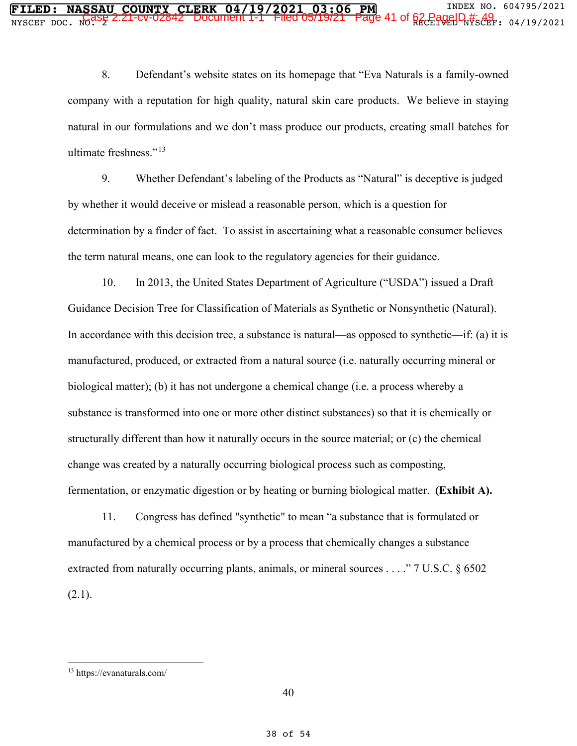8. Defendant's website states on its homepage that "Eva Naturals is a family-owned company with a reputation for high quality, natural skin care products. We believe in staying natural in our formulations and we don't mass produce our products, creating small batches for ultimate freshness."[13]

9. Whether Defendant's labeling of the Products as "Natural" is deceptive is judged by whether it would deceive or mislead a reasonable person, which is a question for determination by a finder of fact. To assist in ascertaining what a reasonable consumer believes the term natural means, one can look to the regulatory agencies for their guidance.

10. In 2013, the United States Department of Agriculture ("USDA") issued a Draft Guidance Decision Tree for Classification of Materials as Synthetic or Nonsynthetic (Natural). In accordance with this decision tree, a substance is natural—as opposed to synthetic—if: (a) it is manufactured, produced, or extracted from a natural source (i.e. naturally occurring mineral or biological matter); (b) it has not undergone a chemical change (i.e. a process whereby a substance is transformed into one or more other distinct substances) so that it is chemically or structurally different than how it naturally occurs in the source material; or (c) the chemical change was created by a naturally occurring biological process such as composting, fermentation, or enzymatic digestion or by heating or burning biological matter. **(Exhibit A).**

11. Congress has defined "synthetic" to mean "a substance that is formulated or manufactured by a chemical process or by a process that chemically changes a substance extracted from naturally occurring plants, animals, or mineral sources . . . ." 7 U.S.C. § 6502 (2.1).

---

[13] https://evanaturals.com/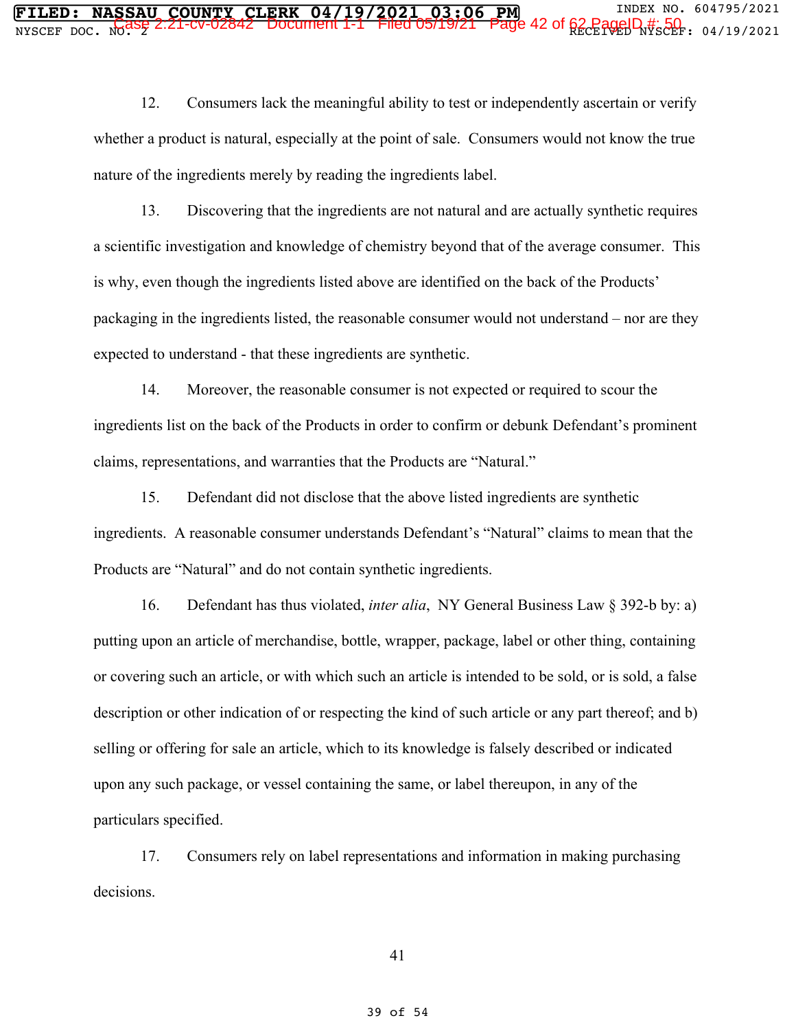12. Consumers lack the meaningful ability to test or independently ascertain or verify whether a product is natural, especially at the point of sale. Consumers would not know the true nature of the ingredients merely by reading the ingredients label.

13. Discovering that the ingredients are not natural and are actually synthetic requires a scientific investigation and knowledge of chemistry beyond that of the average consumer. This is why, even though the ingredients listed above are identified on the back of the Products' packaging in the ingredients listed, the reasonable consumer would not understand – nor are they expected to understand - that these ingredients are synthetic.

14. Moreover, the reasonable consumer is not expected or required to scour the ingredients list on the back of the Products in order to confirm or debunk Defendant's prominent claims, representations, and warranties that the Products are "Natural."

15. Defendant did not disclose that the above listed ingredients are synthetic ingredients. A reasonable consumer understands Defendant's "Natural" claims to mean that the Products are "Natural" and do not contain synthetic ingredients.

16. Defendant has thus violated, *inter alia*, NY General Business Law § 392-b by: a) putting upon an article of merchandise, bottle, wrapper, package, label or other thing, containing or covering such an article, or with which such an article is intended to be sold, or is sold, a false description or other indication of or respecting the kind of such article or any part thereof; and b) selling or offering for sale an article, which to its knowledge is falsely described or indicated upon any such package, or vessel containing the same, or label thereupon, in any of the particulars specified.

17. Consumers rely on label representations and information in making purchasing decisions.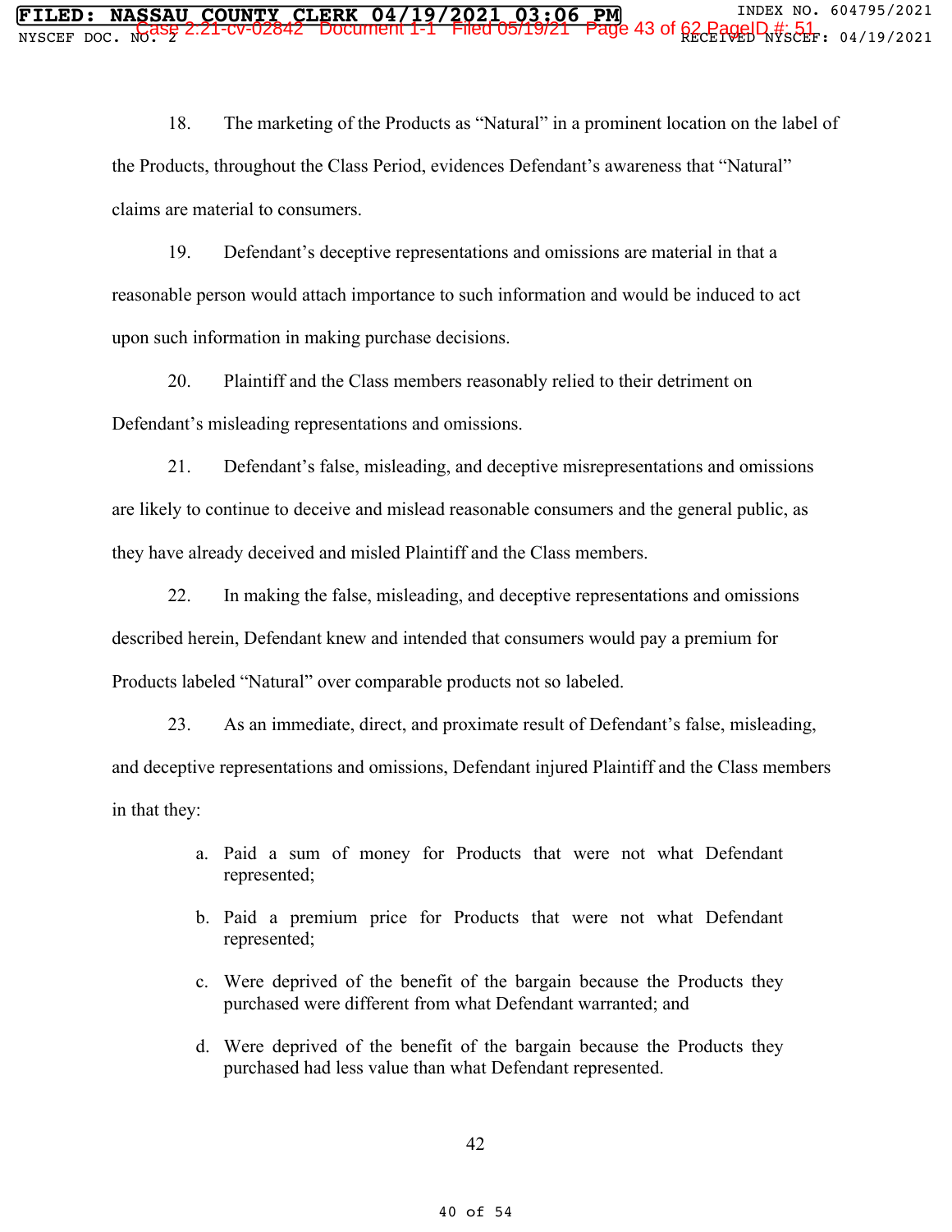18. The marketing of the Products as "Natural" in a prominent location on the label of the Products, throughout the Class Period, evidences Defendant's awareness that "Natural" claims are material to consumers.

19. Defendant's deceptive representations and omissions are material in that a reasonable person would attach importance to such information and would be induced to act upon such information in making purchase decisions.

20. Plaintiff and the Class members reasonably relied to their detriment on Defendant's misleading representations and omissions.

21. Defendant's false, misleading, and deceptive misrepresentations and omissions are likely to continue to deceive and mislead reasonable consumers and the general public, as they have already deceived and misled Plaintiff and the Class members.

22. In making the false, misleading, and deceptive representations and omissions described herein, Defendant knew and intended that consumers would pay a premium for Products labeled "Natural" over comparable products not so labeled.

23. As an immediate, direct, and proximate result of Defendant's false, misleading, and deceptive representations and omissions, Defendant injured Plaintiff and the Class members in that they:

a. Paid a sum of money for Products that were not what Defendant represented;

b. Paid a premium price for Products that were not what Defendant represented;

c. Were deprived of the benefit of the bargain because the Products they purchased were different from what Defendant warranted; and

d. Were deprived of the benefit of the bargain because the Products they purchased had less value than what Defendant represented.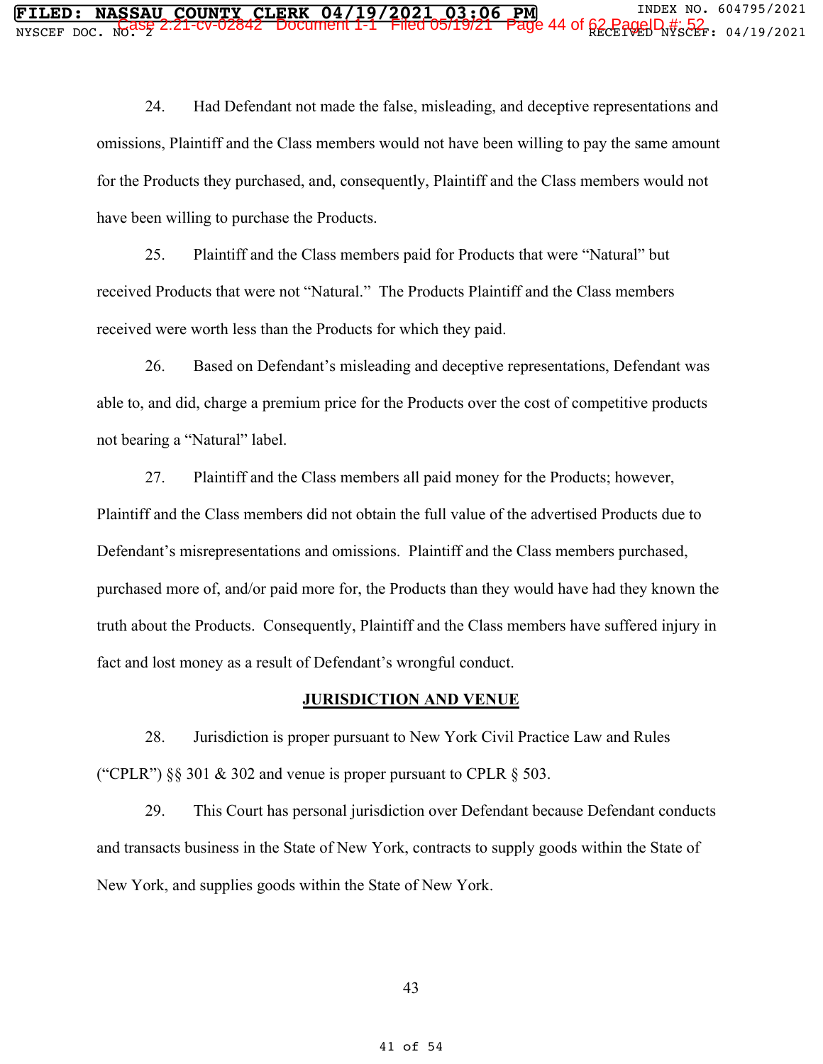24. Had Defendant not made the false, misleading, and deceptive representations and omissions, Plaintiff and the Class members would not have been willing to pay the same amount for the Products they purchased, and, consequently, Plaintiff and the Class members would not have been willing to purchase the Products.

25. Plaintiff and the Class members paid for Products that were "Natural" but received Products that were not "Natural." The Products Plaintiff and the Class members received were worth less than the Products for which they paid.

26. Based on Defendant's misleading and deceptive representations, Defendant was able to, and did, charge a premium price for the Products over the cost of competitive products not bearing a "Natural" label.

27. Plaintiff and the Class members all paid money for the Products; however, Plaintiff and the Class members did not obtain the full value of the advertised Products due to Defendant's misrepresentations and omissions. Plaintiff and the Class members purchased, purchased more of, and/or paid more for, the Products than they would have had they known the truth about the Products. Consequently, Plaintiff and the Class members have suffered injury in fact and lost money as a result of Defendant's wrongful conduct.

## JURISDICTION AND VENUE

28. Jurisdiction is proper pursuant to New York Civil Practice Law and Rules ("CPLR") §§ 301 & 302 and venue is proper pursuant to CPLR § 503.

29. This Court has personal jurisdiction over Defendant because Defendant conducts and transacts business in the State of New York, contracts to supply goods within the State of New York, and supplies goods within the State of New York.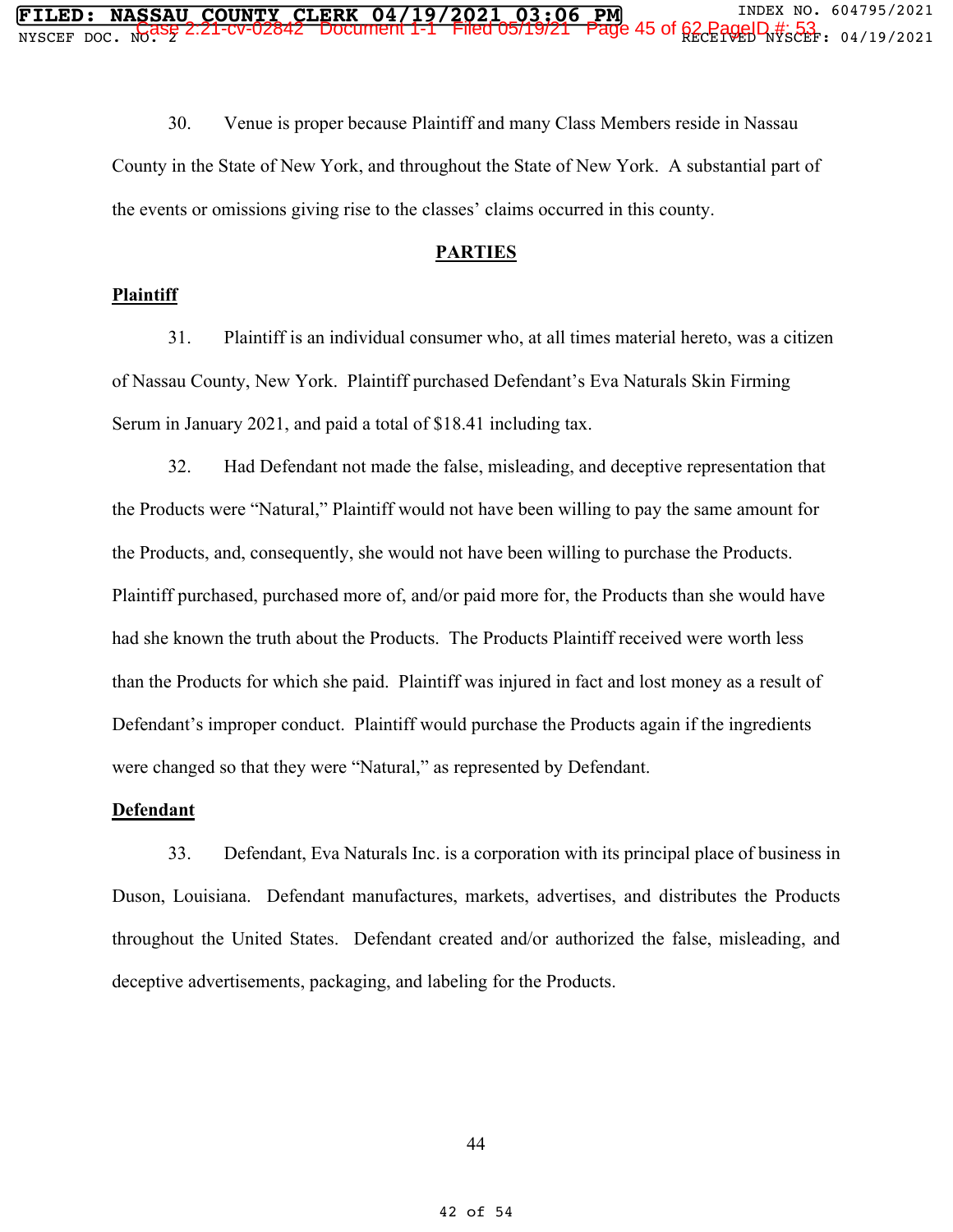30. Venue is proper because Plaintiff and many Class Members reside in Nassau County in the State of New York, and throughout the State of New York. A substantial part of the events or omissions giving rise to the classes' claims occurred in this county.

## PARTIES

### Plaintiff

31. Plaintiff is an individual consumer who, at all times material hereto, was a citizen of Nassau County, New York. Plaintiff purchased Defendant's Eva Naturals Skin Firming Serum in January 2021, and paid a total of $18.41 including tax.

32. Had Defendant not made the false, misleading, and deceptive representation that the Products were "Natural," Plaintiff would not have been willing to pay the same amount for the Products, and, consequently, she would not have been willing to purchase the Products. Plaintiff purchased, purchased more of, and/or paid more for, the Products than she would have had she known the truth about the Products. The Products Plaintiff received were worth less than the Products for which she paid. Plaintiff was injured in fact and lost money as a result of Defendant's improper conduct. Plaintiff would purchase the Products again if the ingredients were changed so that they were "Natural," as represented by Defendant.

### Defendant

33. Defendant, Eva Naturals Inc. is a corporation with its principal place of business in Duson, Louisiana. Defendant manufactures, markets, advertises, and distributes the Products throughout the United States. Defendant created and/or authorized the false, misleading, and deceptive advertisements, packaging, and labeling for the Products.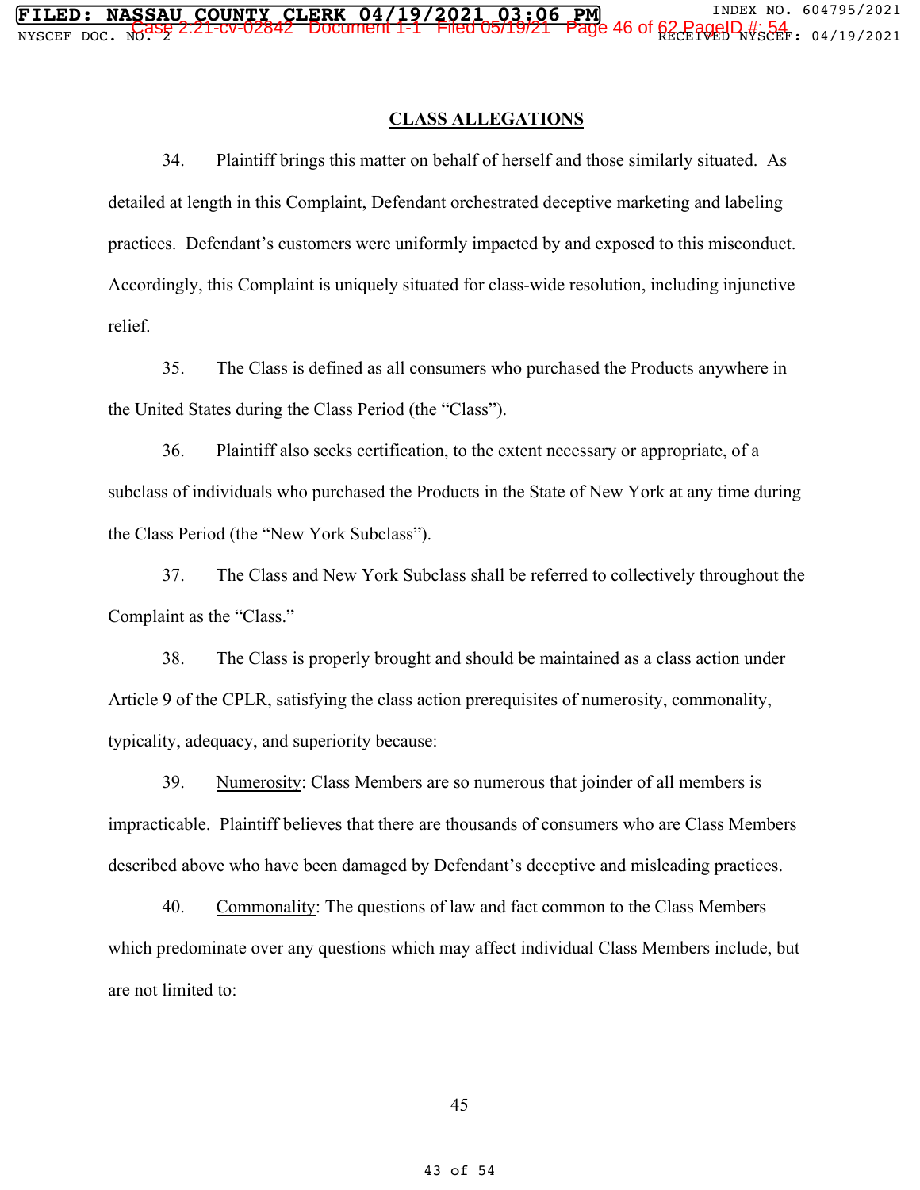## CLASS ALLEGATIONS

34. Plaintiff brings this matter on behalf of herself and those similarly situated. As detailed at length in this Complaint, Defendant orchestrated deceptive marketing and labeling practices. Defendant's customers were uniformly impacted by and exposed to this misconduct. Accordingly, this Complaint is uniquely situated for class-wide resolution, including injunctive relief.

35. The Class is defined as all consumers who purchased the Products anywhere in the United States during the Class Period (the "Class").

36. Plaintiff also seeks certification, to the extent necessary or appropriate, of a subclass of individuals who purchased the Products in the State of New York at any time during the Class Period (the "New York Subclass").

37. The Class and New York Subclass shall be referred to collectively throughout the Complaint as the "Class."

38. The Class is properly brought and should be maintained as a class action under Article 9 of the CPLR, satisfying the class action prerequisites of numerosity, commonality, typicality, adequacy, and superiority because:

39. Numerosity: Class Members are so numerous that joinder of all members is impracticable. Plaintiff believes that there are thousands of consumers who are Class Members described above who have been damaged by Defendant's deceptive and misleading practices.

40. Commonality: The questions of law and fact common to the Class Members which predominate over any questions which may affect individual Class Members include, but are not limited to: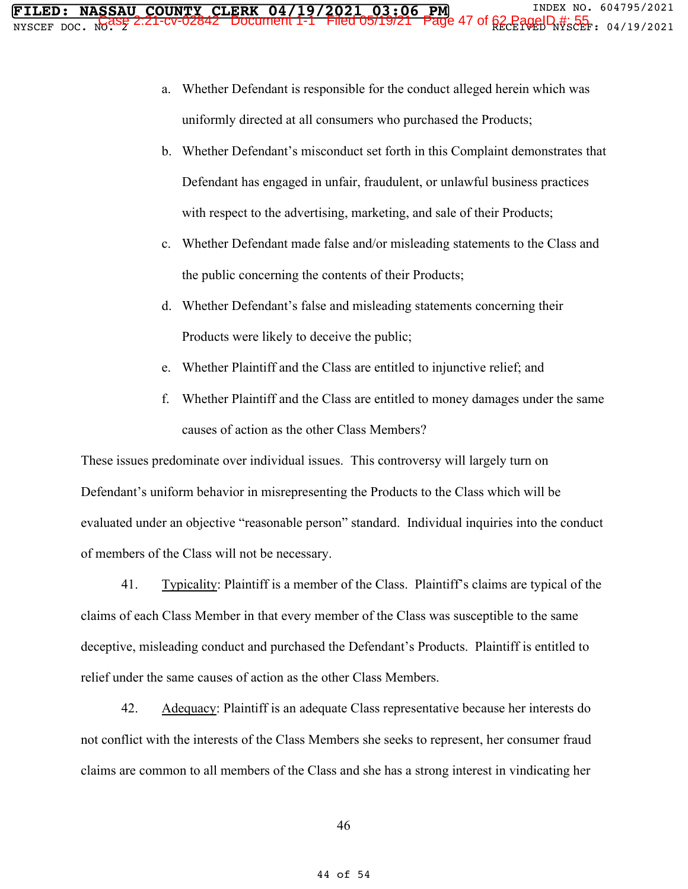a. Whether Defendant is responsible for the conduct alleged herein which was uniformly directed at all consumers who purchased the Products;

b. Whether Defendant's misconduct set forth in this Complaint demonstrates that Defendant has engaged in unfair, fraudulent, or unlawful business practices with respect to the advertising, marketing, and sale of their Products;

c. Whether Defendant made false and/or misleading statements to the Class and the public concerning the contents of their Products;

d. Whether Defendant's false and misleading statements concerning their Products were likely to deceive the public;

e. Whether Plaintiff and the Class are entitled to injunctive relief; and

f. Whether Plaintiff and the Class are entitled to money damages under the same causes of action as the other Class Members?

These issues predominate over individual issues. This controversy will largely turn on Defendant's uniform behavior in misrepresenting the Products to the Class which will be evaluated under an objective "reasonable person" standard. Individual inquiries into the conduct of members of the Class will not be necessary.

41. Typicality: Plaintiff is a member of the Class. Plaintiff's claims are typical of the claims of each Class Member in that every member of the Class was susceptible to the same deceptive, misleading conduct and purchased the Defendant's Products. Plaintiff is entitled to relief under the same causes of action as the other Class Members.

42. Adequacy: Plaintiff is an adequate Class representative because her interests do not conflict with the interests of the Class Members she seeks to represent, her consumer fraud claims are common to all members of the Class and she has a strong interest in vindicating her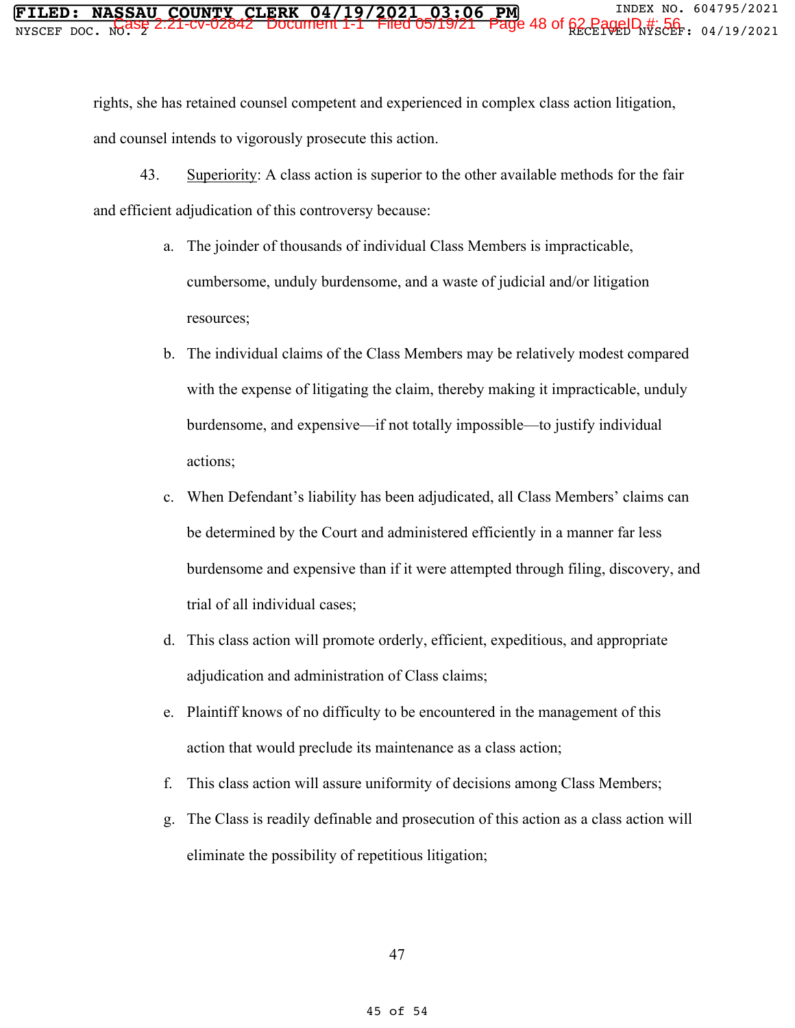rights, she has retained counsel competent and experienced in complex class action litigation, and counsel intends to vigorously prosecute this action.

43. Superiority: A class action is superior to the other available methods for the fair and efficient adjudication of this controversy because:

a. The joinder of thousands of individual Class Members is impracticable, cumbersome, unduly burdensome, and a waste of judicial and/or litigation resources;

b. The individual claims of the Class Members may be relatively modest compared with the expense of litigating the claim, thereby making it impracticable, unduly burdensome, and expensive—if not totally impossible—to justify individual actions;

c. When Defendant's liability has been adjudicated, all Class Members' claims can be determined by the Court and administered efficiently in a manner far less burdensome and expensive than if it were attempted through filing, discovery, and trial of all individual cases;

d. This class action will promote orderly, efficient, expeditious, and appropriate adjudication and administration of Class claims;

e. Plaintiff knows of no difficulty to be encountered in the management of this action that would preclude its maintenance as a class action;

f. This class action will assure uniformity of decisions among Class Members;

g. The Class is readily definable and prosecution of this action as a class action will eliminate the possibility of repetitious litigation;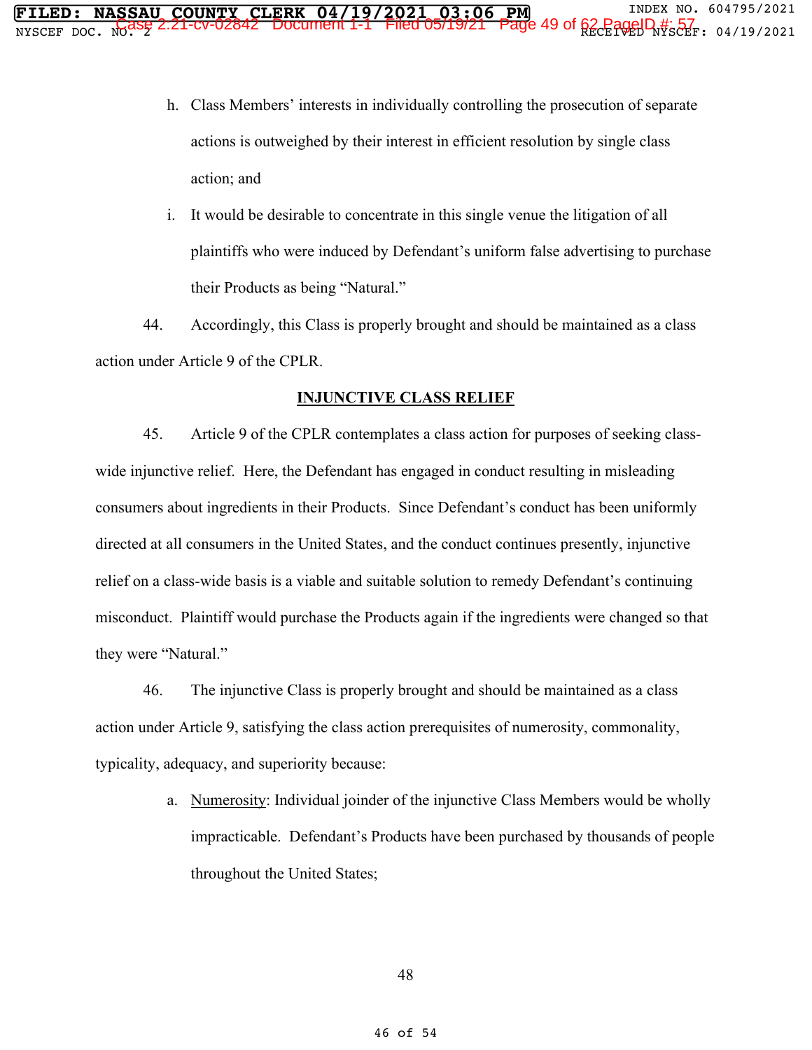h. Class Members' interests in individually controlling the prosecution of separate actions is outweighed by their interest in efficient resolution by single class action; and

i. It would be desirable to concentrate in this single venue the litigation of all plaintiffs who were induced by Defendant's uniform false advertising to purchase their Products as being "Natural."

44. Accordingly, this Class is properly brought and should be maintained as a class action under Article 9 of the CPLR.

## INJUNCTIVE CLASS RELIEF

45. Article 9 of the CPLR contemplates a class action for purposes of seeking class-wide injunctive relief. Here, the Defendant has engaged in conduct resulting in misleading consumers about ingredients in their Products. Since Defendant's conduct has been uniformly directed at all consumers in the United States, and the conduct continues presently, injunctive relief on a class-wide basis is a viable and suitable solution to remedy Defendant's continuing misconduct. Plaintiff would purchase the Products again if the ingredients were changed so that they were "Natural."

46. The injunctive Class is properly brought and should be maintained as a class action under Article 9, satisfying the class action prerequisites of numerosity, commonality, typicality, adequacy, and superiority because:

a. Numerosity: Individual joinder of the injunctive Class Members would be wholly impracticable. Defendant's Products have been purchased by thousands of people throughout the United States;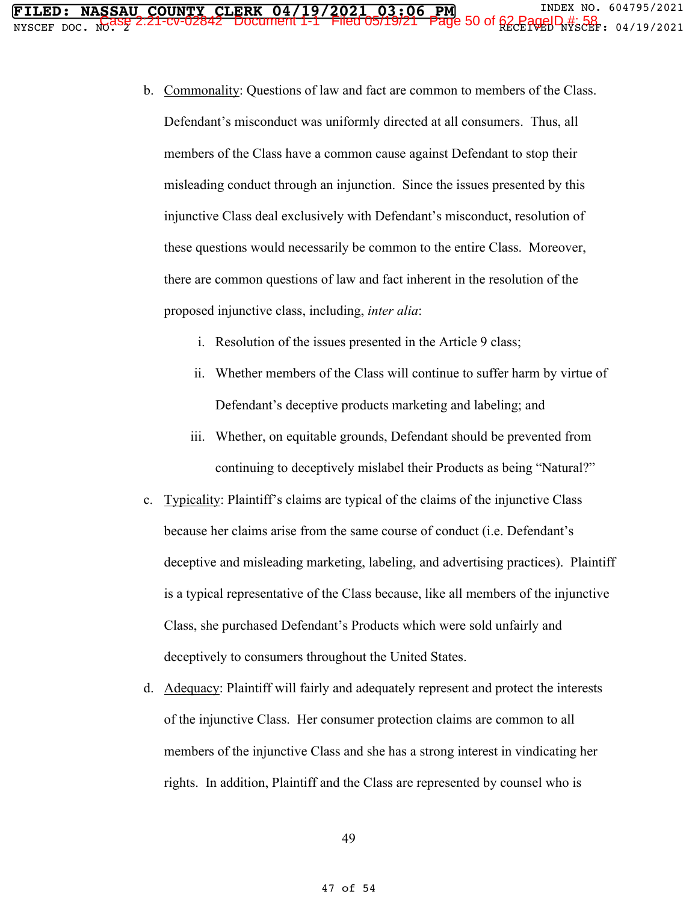b. Commonality: Questions of law and fact are common to members of the Class. Defendant's misconduct was uniformly directed at all consumers. Thus, all members of the Class have a common cause against Defendant to stop their misleading conduct through an injunction. Since the issues presented by this injunctive Class deal exclusively with Defendant's misconduct, resolution of these questions would necessarily be common to the entire Class. Moreover, there are common questions of law and fact inherent in the resolution of the proposed injunctive class, including, *inter alia*:

   i. Resolution of the issues presented in the Article 9 class;

   ii. Whether members of the Class will continue to suffer harm by virtue of Defendant's deceptive products marketing and labeling; and

   iii. Whether, on equitable grounds, Defendant should be prevented from continuing to deceptively mislabel their Products as being "Natural?"

c. Typicality: Plaintiff's claims are typical of the claims of the injunctive Class because her claims arise from the same course of conduct (i.e. Defendant's deceptive and misleading marketing, labeling, and advertising practices). Plaintiff is a typical representative of the Class because, like all members of the injunctive Class, she purchased Defendant's Products which were sold unfairly and deceptively to consumers throughout the United States.

d. Adequacy: Plaintiff will fairly and adequately represent and protect the interests of the injunctive Class. Her consumer protection claims are common to all members of the injunctive Class and she has a strong interest in vindicating her rights. In addition, Plaintiff and the Class are represented by counsel who is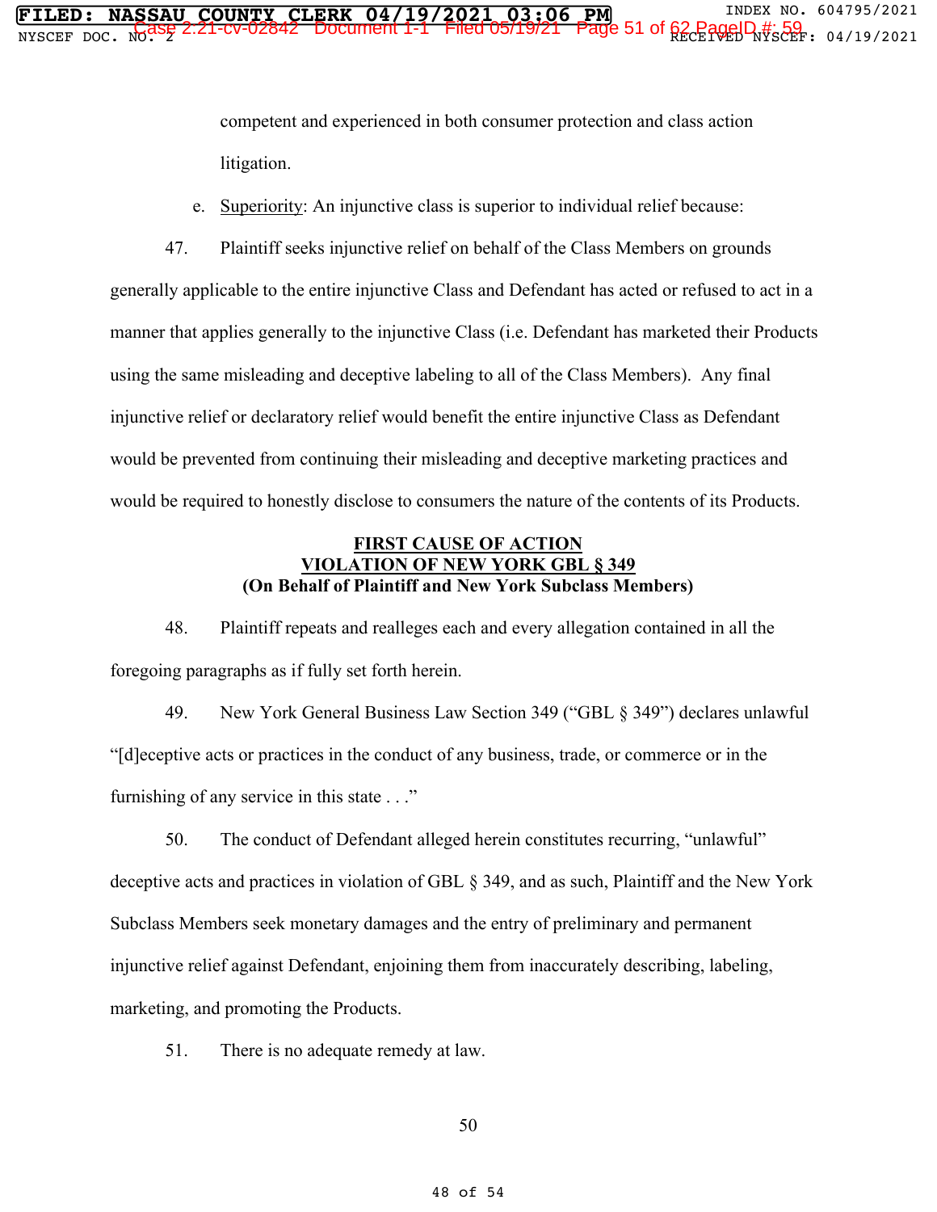competent and experienced in both consumer protection and class action litigation.

e. Superiority: An injunctive class is superior to individual relief because:

47. Plaintiff seeks injunctive relief on behalf of the Class Members on grounds generally applicable to the entire injunctive Class and Defendant has acted or refused to act in a manner that applies generally to the injunctive Class (i.e. Defendant has marketed their Products using the same misleading and deceptive labeling to all of the Class Members). Any final injunctive relief or declaratory relief would benefit the entire injunctive Class as Defendant would be prevented from continuing their misleading and deceptive marketing practices and would be required to honestly disclose to consumers the nature of the contents of its Products.

**FIRST CAUSE OF ACTION**
**VIOLATION OF NEW YORK GBL § 349**
**(On Behalf of Plaintiff and New York Subclass Members)**

48. Plaintiff repeats and realleges each and every allegation contained in all the foregoing paragraphs as if fully set forth herein.

49. New York General Business Law Section 349 ("GBL § 349") declares unlawful "[d]eceptive acts or practices in the conduct of any business, trade, or commerce or in the furnishing of any service in this state . . ."

50. The conduct of Defendant alleged herein constitutes recurring, "unlawful" deceptive acts and practices in violation of GBL § 349, and as such, Plaintiff and the New York Subclass Members seek monetary damages and the entry of preliminary and permanent injunctive relief against Defendant, enjoining them from inaccurately describing, labeling, marketing, and promoting the Products.

51. There is no adequate remedy at law.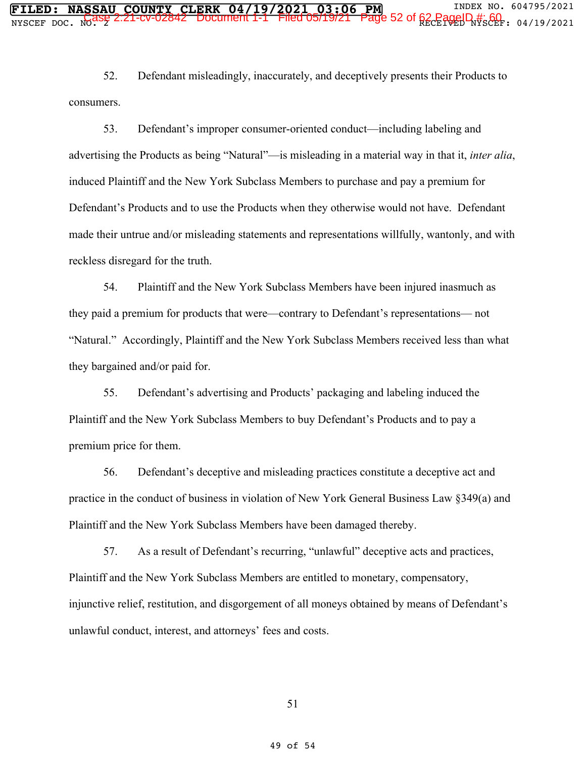52. Defendant misleadingly, inaccurately, and deceptively presents their Products to consumers.

53. Defendant's improper consumer-oriented conduct—including labeling and advertising the Products as being "Natural"—is misleading in a material way in that it, *inter alia*, induced Plaintiff and the New York Subclass Members to purchase and pay a premium for Defendant's Products and to use the Products when they otherwise would not have. Defendant made their untrue and/or misleading statements and representations willfully, wantonly, and with reckless disregard for the truth.

54. Plaintiff and the New York Subclass Members have been injured inasmuch as they paid a premium for products that were—contrary to Defendant's representations— not "Natural." Accordingly, Plaintiff and the New York Subclass Members received less than what they bargained and/or paid for.

55. Defendant's advertising and Products' packaging and labeling induced the Plaintiff and the New York Subclass Members to buy Defendant's Products and to pay a premium price for them.

56. Defendant's deceptive and misleading practices constitute a deceptive act and practice in the conduct of business in violation of New York General Business Law §349(a) and Plaintiff and the New York Subclass Members have been damaged thereby.

57. As a result of Defendant's recurring, "unlawful" deceptive acts and practices, Plaintiff and the New York Subclass Members are entitled to monetary, compensatory, injunctive relief, restitution, and disgorgement of all moneys obtained by means of Defendant's unlawful conduct, interest, and attorneys' fees and costs.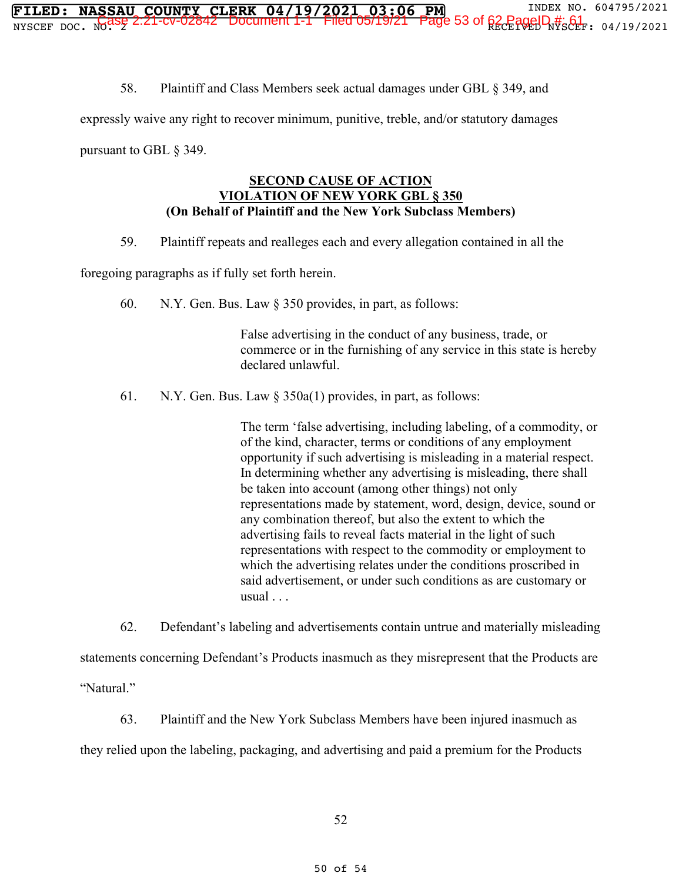58. Plaintiff and Class Members seek actual damages under GBL § 349, and expressly waive any right to recover minimum, punitive, treble, and/or statutory damages pursuant to GBL § 349.

**SECOND CAUSE OF ACTION**
**VIOLATION OF NEW YORK GBL § 350**
**(On Behalf of Plaintiff and the New York Subclass Members)**

59. Plaintiff repeats and realleges each and every allegation contained in all the foregoing paragraphs as if fully set forth herein.

60. N.Y. Gen. Bus. Law § 350 provides, in part, as follows:

> False advertising in the conduct of any business, trade, or commerce or in the furnishing of any service in this state is hereby declared unlawful.

61. N.Y. Gen. Bus. Law § 350a(1) provides, in part, as follows:

> The term 'false advertising, including labeling, of a commodity, or of the kind, character, terms or conditions of any employment opportunity if such advertising is misleading in a material respect. In determining whether any advertising is misleading, there shall be taken into account (among other things) not only representations made by statement, word, design, device, sound or any combination thereof, but also the extent to which the advertising fails to reveal facts material in the light of such representations with respect to the commodity or employment to which the advertising relates under the conditions proscribed in said advertisement, or under such conditions as are customary or usual . . .

62. Defendant's labeling and advertisements contain untrue and materially misleading statements concerning Defendant's Products inasmuch as they misrepresent that the Products are "Natural."

63. Plaintiff and the New York Subclass Members have been injured inasmuch as they relied upon the labeling, packaging, and advertising and paid a premium for the Products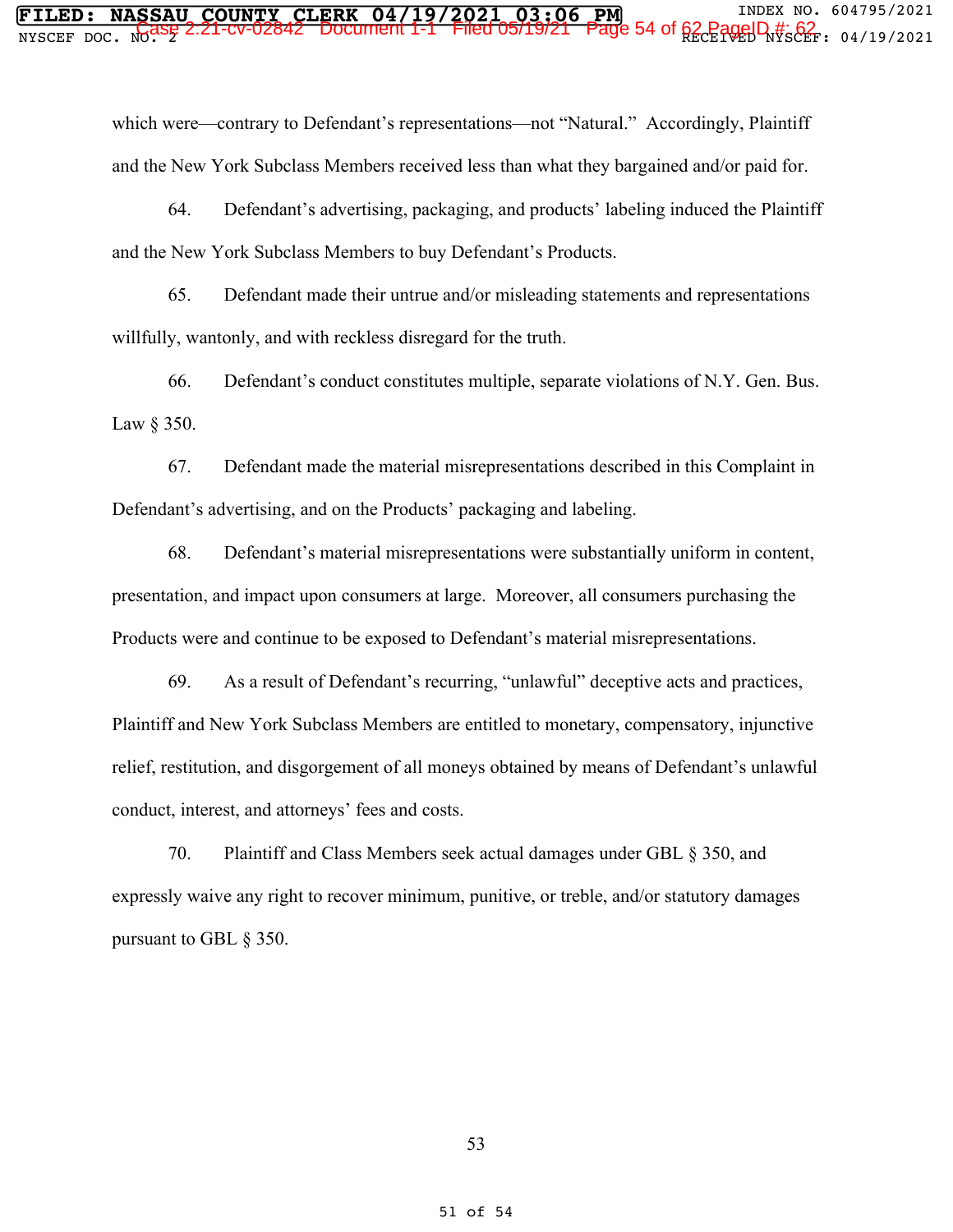which were—contrary to Defendant's representations—not "Natural." Accordingly, Plaintiff and the New York Subclass Members received less than what they bargained and/or paid for.

64. Defendant's advertising, packaging, and products' labeling induced the Plaintiff and the New York Subclass Members to buy Defendant's Products.

65. Defendant made their untrue and/or misleading statements and representations willfully, wantonly, and with reckless disregard for the truth.

66. Defendant's conduct constitutes multiple, separate violations of N.Y. Gen. Bus. Law § 350.

67. Defendant made the material misrepresentations described in this Complaint in Defendant's advertising, and on the Products' packaging and labeling.

68. Defendant's material misrepresentations were substantially uniform in content, presentation, and impact upon consumers at large. Moreover, all consumers purchasing the Products were and continue to be exposed to Defendant's material misrepresentations.

69. As a result of Defendant's recurring, "unlawful" deceptive acts and practices, Plaintiff and New York Subclass Members are entitled to monetary, compensatory, injunctive relief, restitution, and disgorgement of all moneys obtained by means of Defendant's unlawful conduct, interest, and attorneys' fees and costs.

70. Plaintiff and Class Members seek actual damages under GBL § 350, and expressly waive any right to recover minimum, punitive, or treble, and/or statutory damages pursuant to GBL § 350.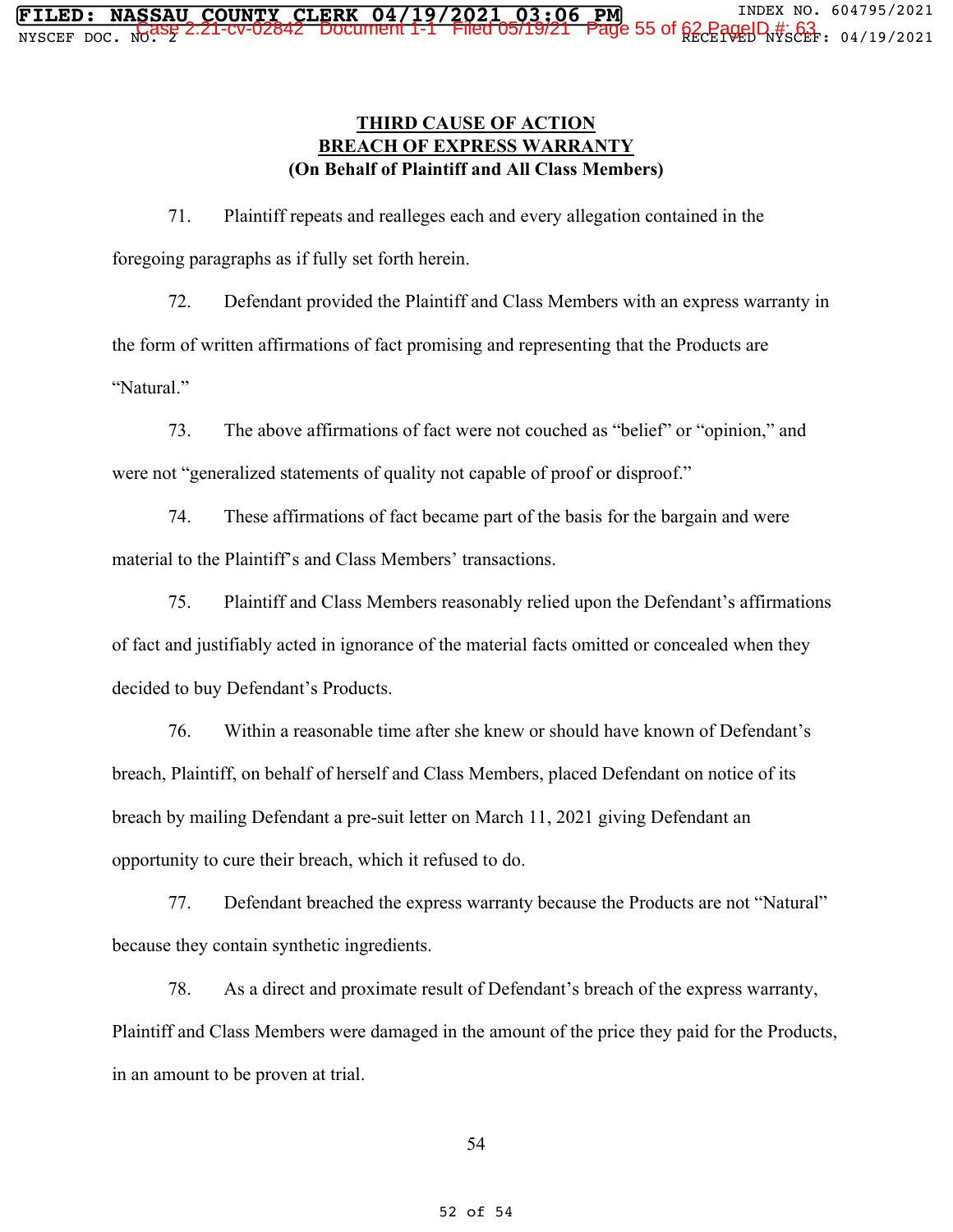**THIRD CAUSE OF ACTION**
**BREACH OF EXPRESS WARRANTY**
**(On Behalf of Plaintiff and All Class Members)**

71. Plaintiff repeats and realleges each and every allegation contained in the foregoing paragraphs as if fully set forth herein.

72. Defendant provided the Plaintiff and Class Members with an express warranty in the form of written affirmations of fact promising and representing that the Products are "Natural."

73. The above affirmations of fact were not couched as "belief" or "opinion," and were not "generalized statements of quality not capable of proof or disproof."

74. These affirmations of fact became part of the basis for the bargain and were material to the Plaintiff's and Class Members' transactions.

75. Plaintiff and Class Members reasonably relied upon the Defendant's affirmations of fact and justifiably acted in ignorance of the material facts omitted or concealed when they decided to buy Defendant's Products.

76. Within a reasonable time after she knew or should have known of Defendant's breach, Plaintiff, on behalf of herself and Class Members, placed Defendant on notice of its breach by mailing Defendant a pre-suit letter on March 11, 2021 giving Defendant an opportunity to cure their breach, which it refused to do.

77. Defendant breached the express warranty because the Products are not "Natural" because they contain synthetic ingredients.

78. As a direct and proximate result of Defendant's breach of the express warranty, Plaintiff and Class Members were damaged in the amount of the price they paid for the Products, in an amount to be proven at trial.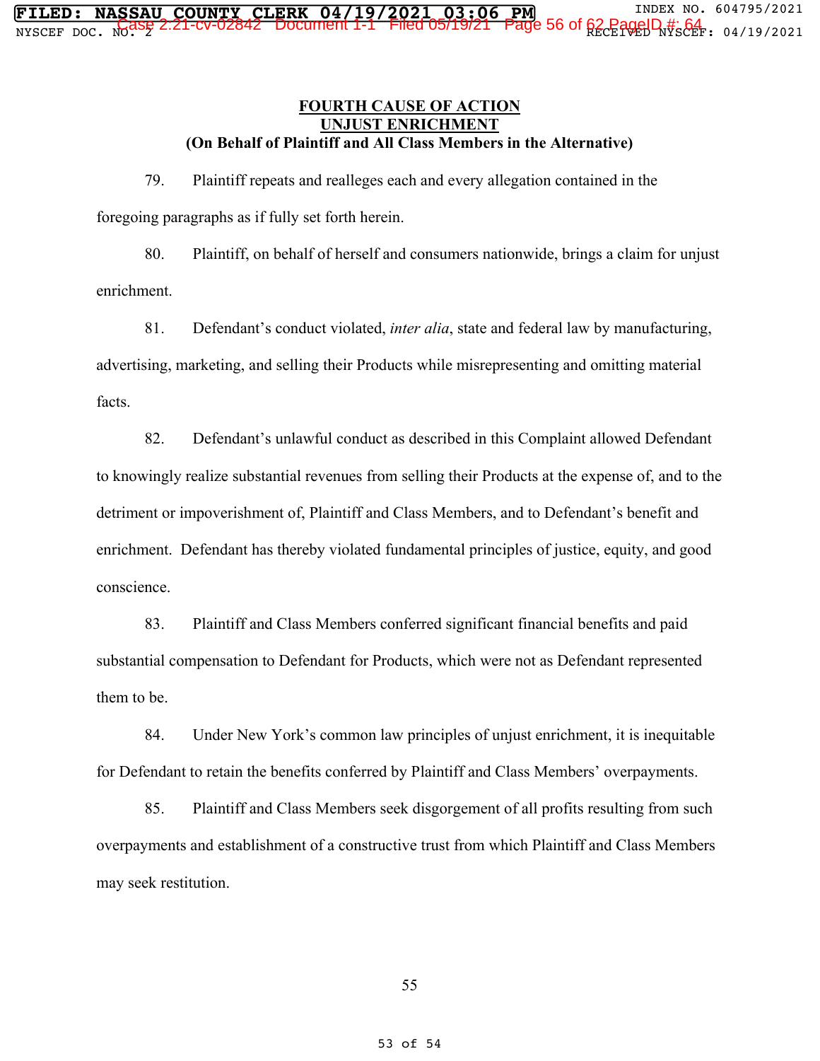**FOURTH CAUSE OF ACTION**
**UNJUST ENRICHMENT**
**(On Behalf of Plaintiff and All Class Members in the Alternative)**

79. Plaintiff repeats and realleges each and every allegation contained in the foregoing paragraphs as if fully set forth herein.

80. Plaintiff, on behalf of herself and consumers nationwide, brings a claim for unjust enrichment.

81. Defendant's conduct violated, *inter alia*, state and federal law by manufacturing, advertising, marketing, and selling their Products while misrepresenting and omitting material facts.

82. Defendant's unlawful conduct as described in this Complaint allowed Defendant to knowingly realize substantial revenues from selling their Products at the expense of, and to the detriment or impoverishment of, Plaintiff and Class Members, and to Defendant's benefit and enrichment. Defendant has thereby violated fundamental principles of justice, equity, and good conscience.

83. Plaintiff and Class Members conferred significant financial benefits and paid substantial compensation to Defendant for Products, which were not as Defendant represented them to be.

84. Under New York's common law principles of unjust enrichment, it is inequitable for Defendant to retain the benefits conferred by Plaintiff and Class Members' overpayments.

85. Plaintiff and Class Members seek disgorgement of all profits resulting from such overpayments and establishment of a constructive trust from which Plaintiff and Class Members may seek restitution.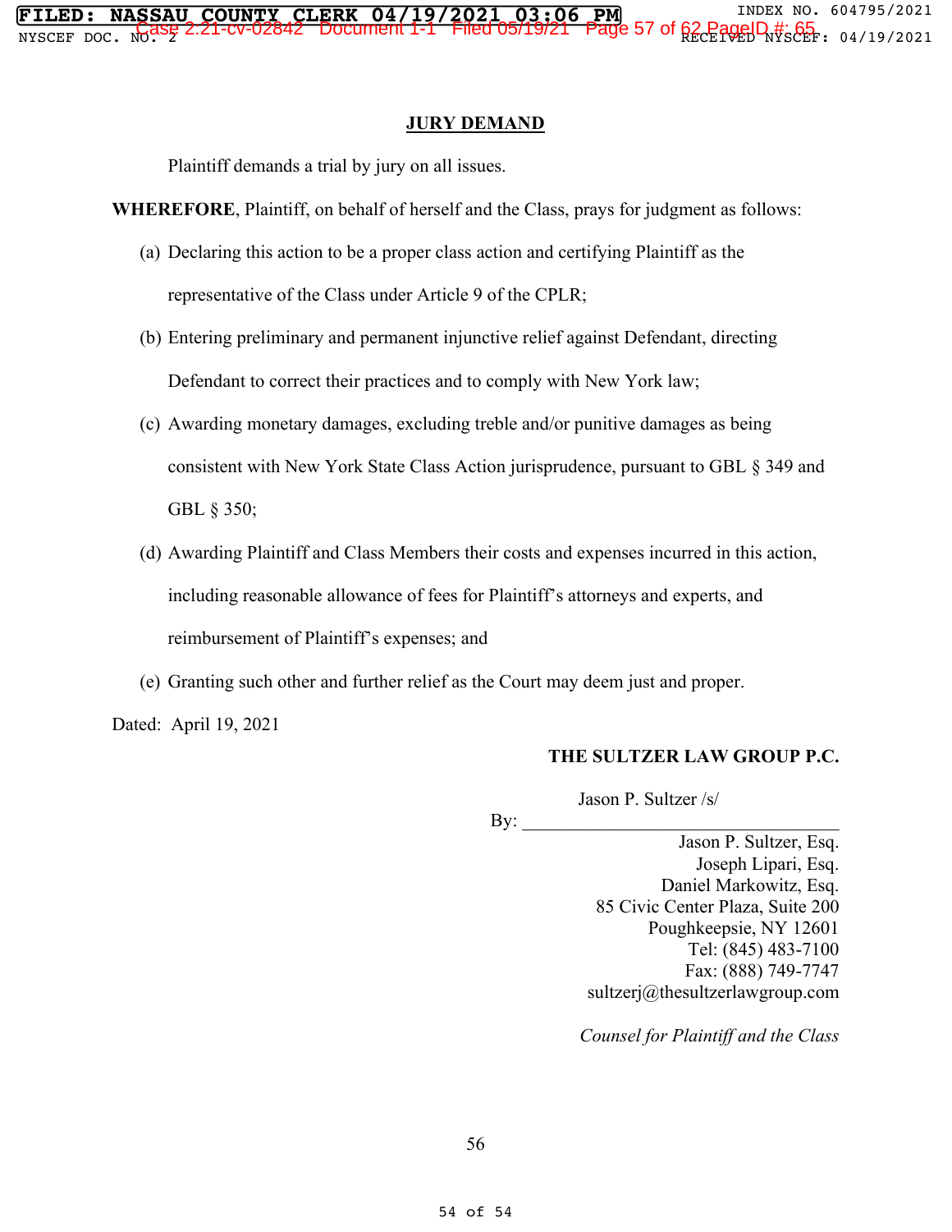## JURY DEMAND

Plaintiff demands a trial by jury on all issues.

**WHEREFORE**, Plaintiff, on behalf of herself and the Class, prays for judgment as follows:

(a) Declaring this action to be a proper class action and certifying Plaintiff as the representative of the Class under Article 9 of the CPLR;

(b) Entering preliminary and permanent injunctive relief against Defendant, directing Defendant to correct their practices and to comply with New York law;

(c) Awarding monetary damages, excluding treble and/or punitive damages as being consistent with New York State Class Action jurisprudence, pursuant to GBL § 349 and GBL § 350;

(d) Awarding Plaintiff and Class Members their costs and expenses incurred in this action, including reasonable allowance of fees for Plaintiff's attorneys and experts, and reimbursement of Plaintiff's expenses; and

(e) Granting such other and further relief as the Court may deem just and proper.

Dated: April 19, 2021

**THE SULTZER LAW GROUP P.C.**

Jason P. Sultzer /s/

By: ________________________________

Jason P. Sultzer, Esq.
Joseph Lipari, Esq.
Daniel Markowitz, Esq.
85 Civic Center Plaza, Suite 200
Poughkeepsie, NY 12601
Tel: (845) 483-7100
Fax: (888) 749-7747
sultzerj@thesultzerlawgroup.com

*Counsel for Plaintiff and the Class*